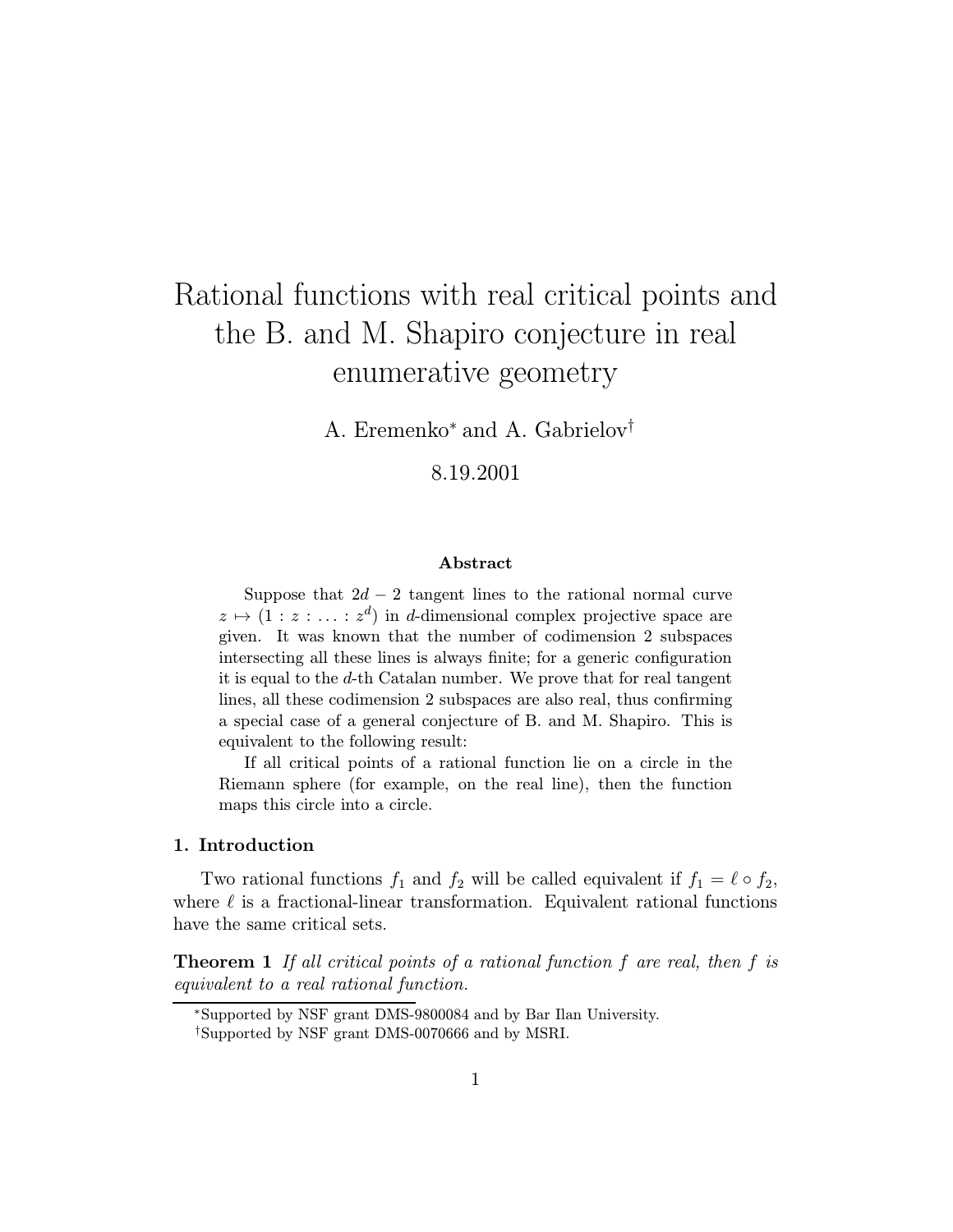# Rational functions with real critical points and the B. and M. Shapiro conjecture in real enumerative geometry

A. Eremenko[*] and A. Gabrielov[†]

8.19.2001

### Abstract

Suppose that $2d-2$ tangent lines to the rational normal curve $z \mapsto (1 : z : \ldots : z^d)$ in $d$-dimensional complex projective space are given. It was known that the number of codimension 2 subspaces intersecting all these lines is always finite; for a generic configuration it is equal to the $d$-th Catalan number. We prove that for real tangent lines, all these codimension 2 subspaces are also real, thus confirming a special case of a general conjecture of B. and M. Shapiro. This is equivalent to the following result:

If all critical points of a rational function lie on a circle in the Riemann sphere (for example, on the real line), then the function maps this circle into a circle.

## 1. Introduction

Two rational functions $f_1$ and $f_2$ will be called equivalent if $f_1 = \ell \circ f_2$, where $\ell$ is a fractional-linear transformation. Equivalent rational functions have the same critical sets.

**Theorem 1** *If all critical points of a rational function $f$ are real, then $f$ is equivalent to a real rational function.*

[*] Supported by NSF grant DMS-9800084 and by Bar Ilan University.

[†] Supported by NSF grant DMS-0070666 and by MSRI.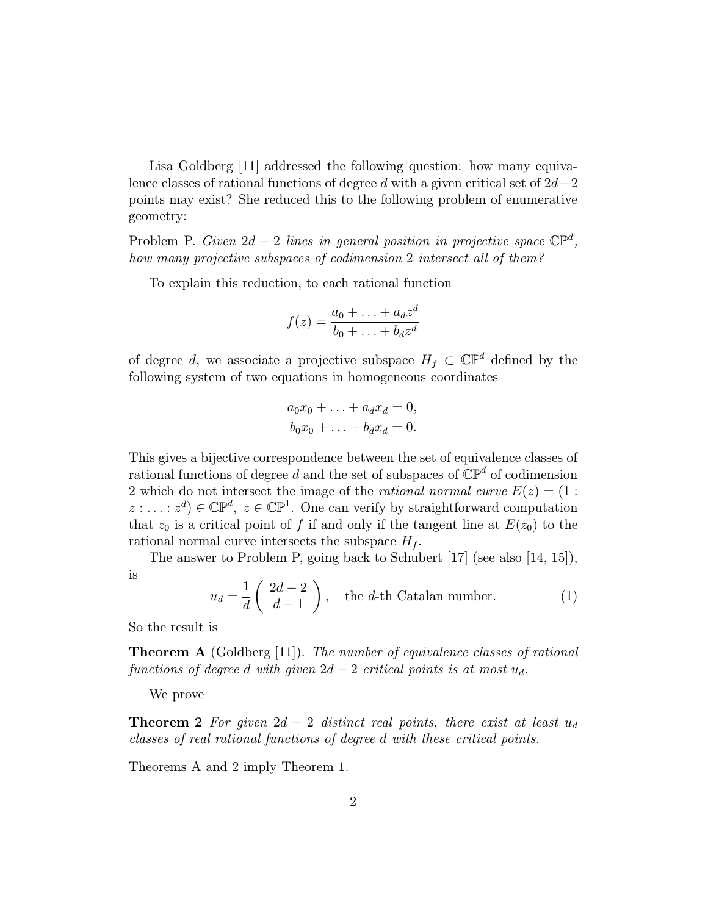Lisa Goldberg [11] addressed the following question: how many equivalence classes of rational functions of degree $d$ with a given critical set of $2d-2$ points may exist? She reduced this to the following problem of enumerative geometry:

Problem P. *Given $2d-2$ lines in general position in projective space $\mathbb{CP}^d$, how many projective subspaces of codimension 2 intersect all of them?*

To explain this reduction, to each rational function

$$f(z) = \frac{a_0 + \ldots + a_d z^d}{b_0 + \ldots + b_d z^d}$$

of degree $d$, we associate a projective subspace $H_f \subset \mathbb{CP}^d$ defined by the following system of two equations in homogeneous coordinates

$$a_0 x_0 + \ldots + a_d x_d = 0,$$
$$b_0 x_0 + \ldots + b_d x_d = 0.$$

This gives a bijective correspondence between the set of equivalence classes of rational functions of degree $d$ and the set of subspaces of $\mathbb{CP}^d$ of codimension 2 which do not intersect the image of the *rational normal curve* $E(z) = (1 : z : \ldots : z^d) \in \mathbb{CP}^d,\ z \in \mathbb{CP}^1$. One can verify by straightforward computation that $z_0$ is a critical point of $f$ if and only if the tangent line at $E(z_0)$ to the rational normal curve intersects the subspace $H_f$.

The answer to Problem P, going back to Schubert [17] (see also [14, 15]), is

$$u_d = \frac{1}{d}\binom{2d-2}{d-1}, \quad \text{the } d\text{-th Catalan number.} \tag{1}$$

So the result is

**Theorem A** (Goldberg [11]). *The number of equivalence classes of rational functions of degree $d$ with given $2d-2$ critical points is at most $u_d$.*

We prove

**Theorem 2** *For given $2d-2$ distinct real points, there exist at least $u_d$ classes of real rational functions of degree $d$ with these critical points.*

Theorems A and 2 imply Theorem 1.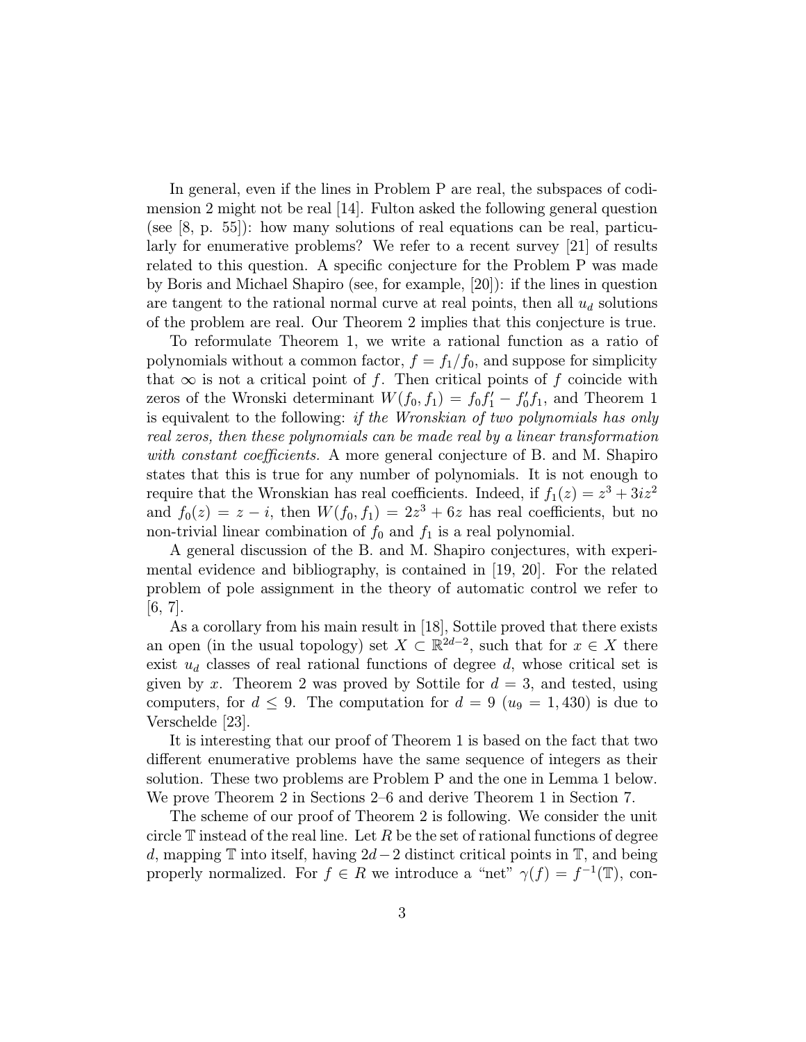In general, even if the lines in Problem P are real, the subspaces of codimension 2 might not be real [14]. Fulton asked the following general question (see [8, p. 55]): how many solutions of real equations can be real, particularly for enumerative problems? We refer to a recent survey [21] of results related to this question. A specific conjecture for the Problem P was made by Boris and Michael Shapiro (see, for example, [20]): if the lines in question are tangent to the rational normal curve at real points, then all $u_d$ solutions of the problem are real. Our Theorem 2 implies that this conjecture is true.

To reformulate Theorem 1, we write a rational function as a ratio of polynomials without a common factor, $f = f_1/f_0$, and suppose for simplicity that $\infty$ is not a critical point of $f$. Then critical points of $f$ coincide with zeros of the Wronski determinant $W(f_0, f_1) = f_0 f_1' - f_0' f_1$, and Theorem 1 is equivalent to the following: *if the Wronskian of two polynomials has only real zeros, then these polynomials can be made real by a linear transformation with constant coefficients.* A more general conjecture of B. and M. Shapiro states that this is true for any number of polynomials. It is not enough to require that the Wronskian has real coefficients. Indeed, if $f_1(z) = z^3 + 3iz^2$ and $f_0(z) = z - i$, then $W(f_0, f_1) = 2z^3 + 6z$ has real coefficients, but no non-trivial linear combination of $f_0$ and $f_1$ is a real polynomial.

A general discussion of the B. and M. Shapiro conjectures, with experimental evidence and bibliography, is contained in [19, 20]. For the related problem of pole assignment in the theory of automatic control we refer to [6, 7].

As a corollary from his main result in [18], Sottile proved that there exists an open (in the usual topology) set $X \subset \mathbb{R}^{2d-2}$, such that for $x \in X$ there exist $u_d$ classes of real rational functions of degree $d$, whose critical set is given by $x$. Theorem 2 was proved by Sottile for $d = 3$, and tested, using computers, for $d \leq 9$. The computation for $d = 9$ ($u_9 = 1,430$) is due to Verschelde [23].

It is interesting that our proof of Theorem 1 is based on the fact that two different enumerative problems have the same sequence of integers as their solution. These two problems are Problem P and the one in Lemma 1 below. We prove Theorem 2 in Sections 2–6 and derive Theorem 1 in Section 7.

The scheme of our proof of Theorem 2 is following. We consider the unit circle $\mathbb{T}$ instead of the real line. Let $R$ be the set of rational functions of degree $d$, mapping $\mathbb{T}$ into itself, having $2d-2$ distinct critical points in $\mathbb{T}$, and being properly normalized. For $f \in R$ we introduce a "net" $\gamma(f) = f^{-1}(\mathbb{T})$, con-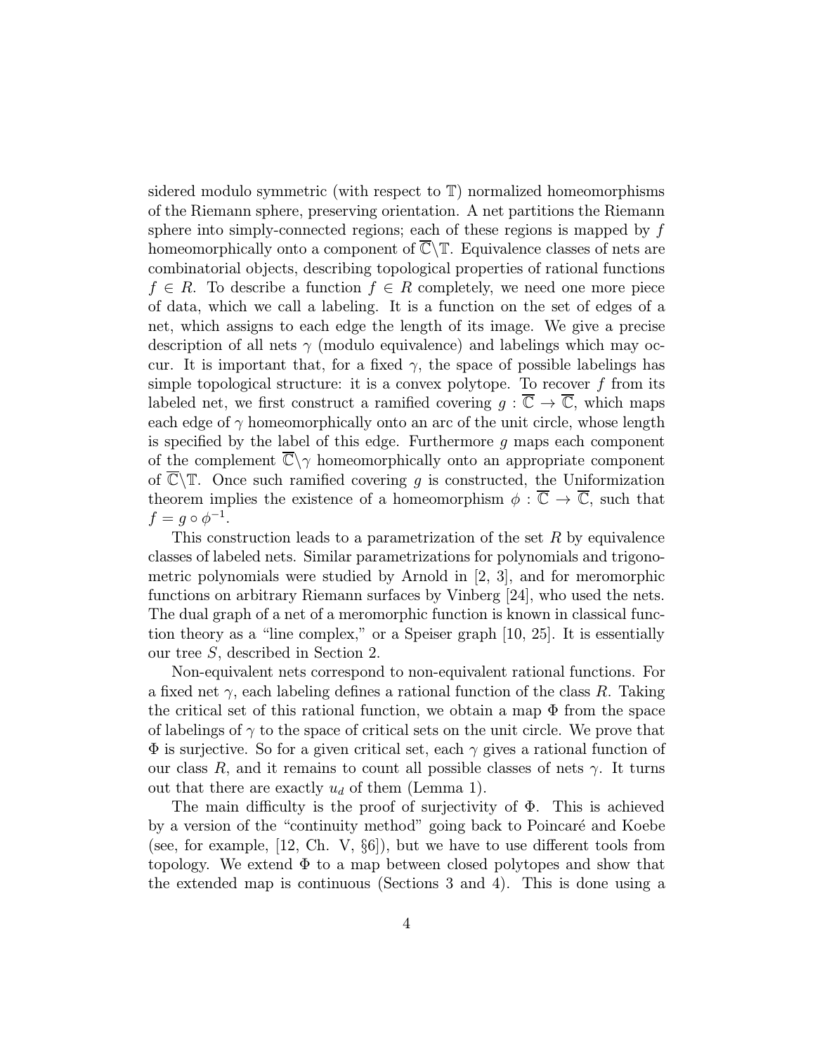sidered modulo symmetric (with respect to $\mathbb{T}$) normalized homeomorphisms of the Riemann sphere, preserving orientation. A net partitions the Riemann sphere into simply-connected regions; each of these regions is mapped by $f$ homeomorphically onto a component of $\overline{\mathbb{C}}\backslash\mathbb{T}$. Equivalence classes of nets are combinatorial objects, describing topological properties of rational functions $f \in R$. To describe a function $f \in R$ completely, we need one more piece of data, which we call a labeling. It is a function on the set of edges of a net, which assigns to each edge the length of its image. We give a precise description of all nets $\gamma$ (modulo equivalence) and labelings which may occur. It is important that, for a fixed $\gamma$, the space of possible labelings has simple topological structure: it is a convex polytope. To recover $f$ from its labeled net, we first construct a ramified covering $g : \overline{\mathbb{C}} \to \overline{\mathbb{C}}$, which maps each edge of $\gamma$ homeomorphically onto an arc of the unit circle, whose length is specified by the label of this edge. Furthermore $g$ maps each component of the complement $\overline{\mathbb{C}}\backslash\gamma$ homeomorphically onto an appropriate component of $\overline{\mathbb{C}}\backslash\mathbb{T}$. Once such ramified covering $g$ is constructed, the Uniformization theorem implies the existence of a homeomorphism $\phi : \overline{\mathbb{C}} \to \overline{\mathbb{C}}$, such that $f = g \circ \phi^{-1}$.

This construction leads to a parametrization of the set $R$ by equivalence classes of labeled nets. Similar parametrizations for polynomials and trigonometric polynomials were studied by Arnold in [2, 3], and for meromorphic functions on arbitrary Riemann surfaces by Vinberg [24], who used the nets. The dual graph of a net of a meromorphic function is known in classical function theory as a "line complex," or a Speiser graph [10, 25]. It is essentially our tree $S$, described in Section 2.

Non-equivalent nets correspond to non-equivalent rational functions. For a fixed net $\gamma$, each labeling defines a rational function of the class $R$. Taking the critical set of this rational function, we obtain a map $\Phi$ from the space of labelings of $\gamma$ to the space of critical sets on the unit circle. We prove that $\Phi$ is surjective. So for a given critical set, each $\gamma$ gives a rational function of our class $R$, and it remains to count all possible classes of nets $\gamma$. It turns out that there are exactly $u_d$ of them (Lemma 1).

The main difficulty is the proof of surjectivity of $\Phi$. This is achieved by a version of the "continuity method" going back to Poincaré and Koebe (see, for example, [12, Ch. V, §6]), but we have to use different tools from topology. We extend $\Phi$ to a map between closed polytopes and show that the extended map is continuous (Sections 3 and 4). This is done using a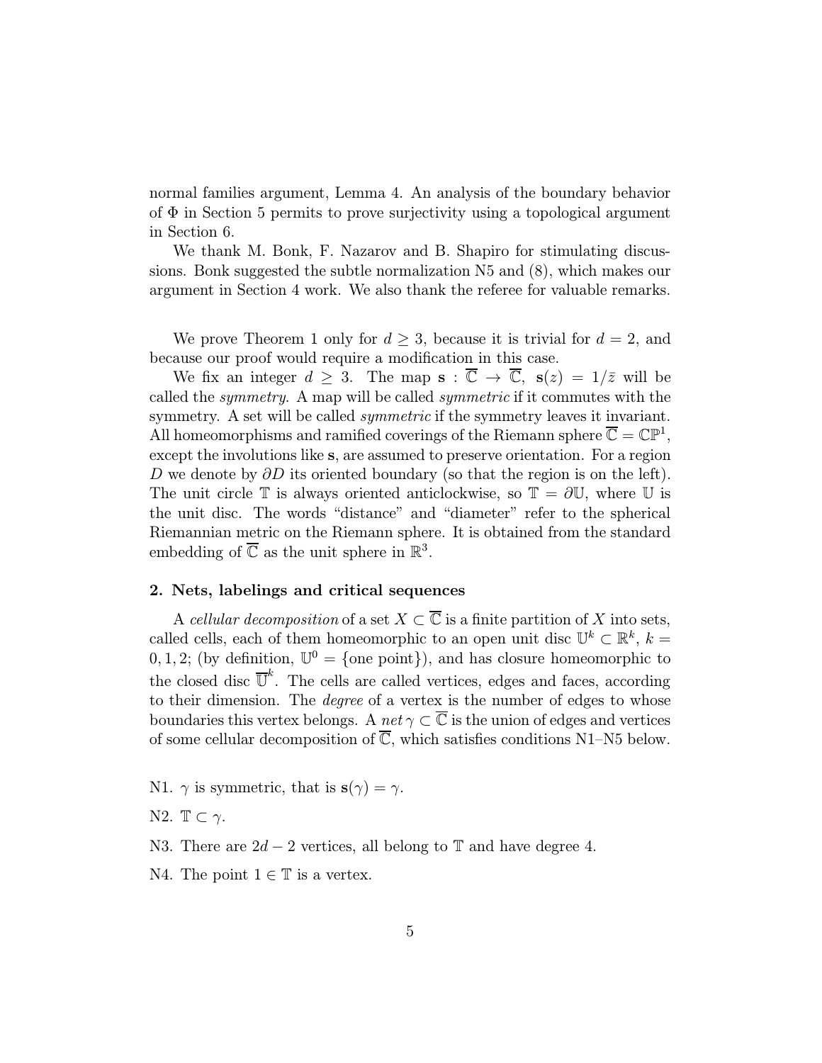normal families argument, Lemma 4. An analysis of the boundary behavior of $\Phi$ in Section 5 permits to prove surjectivity using a topological argument in Section 6.

We thank M. Bonk, F. Nazarov and B. Shapiro for stimulating discussions. Bonk suggested the subtle normalization N5 and (8), which makes our argument in Section 4 work. We also thank the referee for valuable remarks.

We prove Theorem 1 only for $d \geq 3$, because it is trivial for $d = 2$, and because our proof would require a modification in this case.

We fix an integer $d \geq 3$. The map $\mathbf{s} : \overline{\mathbb{C}} \to \overline{\mathbb{C}}$, $\mathbf{s}(z) = 1/\bar{z}$ will be called the *symmetry*. A map will be called *symmetric* if it commutes with the symmetry. A set will be called *symmetric* if the symmetry leaves it invariant. All homeomorphisms and ramified coverings of the Riemann sphere $\overline{\mathbb{C}} = \mathbb{CP}^1$, except the involutions like $\mathbf{s}$, are assumed to preserve orientation. For a region $D$ we denote by $\partial D$ its oriented boundary (so that the region is on the left). The unit circle $\mathbb{T}$ is always oriented anticlockwise, so $\mathbb{T} = \partial \mathbb{U}$, where $\mathbb{U}$ is the unit disc. The words "distance" and "diameter" refer to the spherical Riemannian metric on the Riemann sphere. It is obtained from the standard embedding of $\overline{\mathbb{C}}$ as the unit sphere in $\mathbb{R}^3$.

## 2. Nets, labelings and critical sequences

A *cellular decomposition* of a set $X \subset \overline{\mathbb{C}}$ is a finite partition of $X$ into sets, called cells, each of them homeomorphic to an open unit disc $\mathbb{U}^k \subset \mathbb{R}^k$, $k = 0, 1, 2$; (by definition, $\mathbb{U}^0 = \{\text{one point}\}$), and has closure homeomorphic to the closed disc $\overline{\mathbb{U}}^k$. The cells are called vertices, edges and faces, according to their dimension. The *degree* of a vertex is the number of edges to whose boundaries this vertex belongs. A *net* $\gamma \subset \overline{\mathbb{C}}$ is the union of edges and vertices of some cellular decomposition of $\overline{\mathbb{C}}$, which satisfies conditions N1–N5 below.

N1. $\gamma$ is symmetric, that is $\mathbf{s}(\gamma) = \gamma$.

N2. $\mathbb{T} \subset \gamma$.

N3. There are $2d - 2$ vertices, all belong to $\mathbb{T}$ and have degree 4.

N4. The point $1 \in \mathbb{T}$ is a vertex.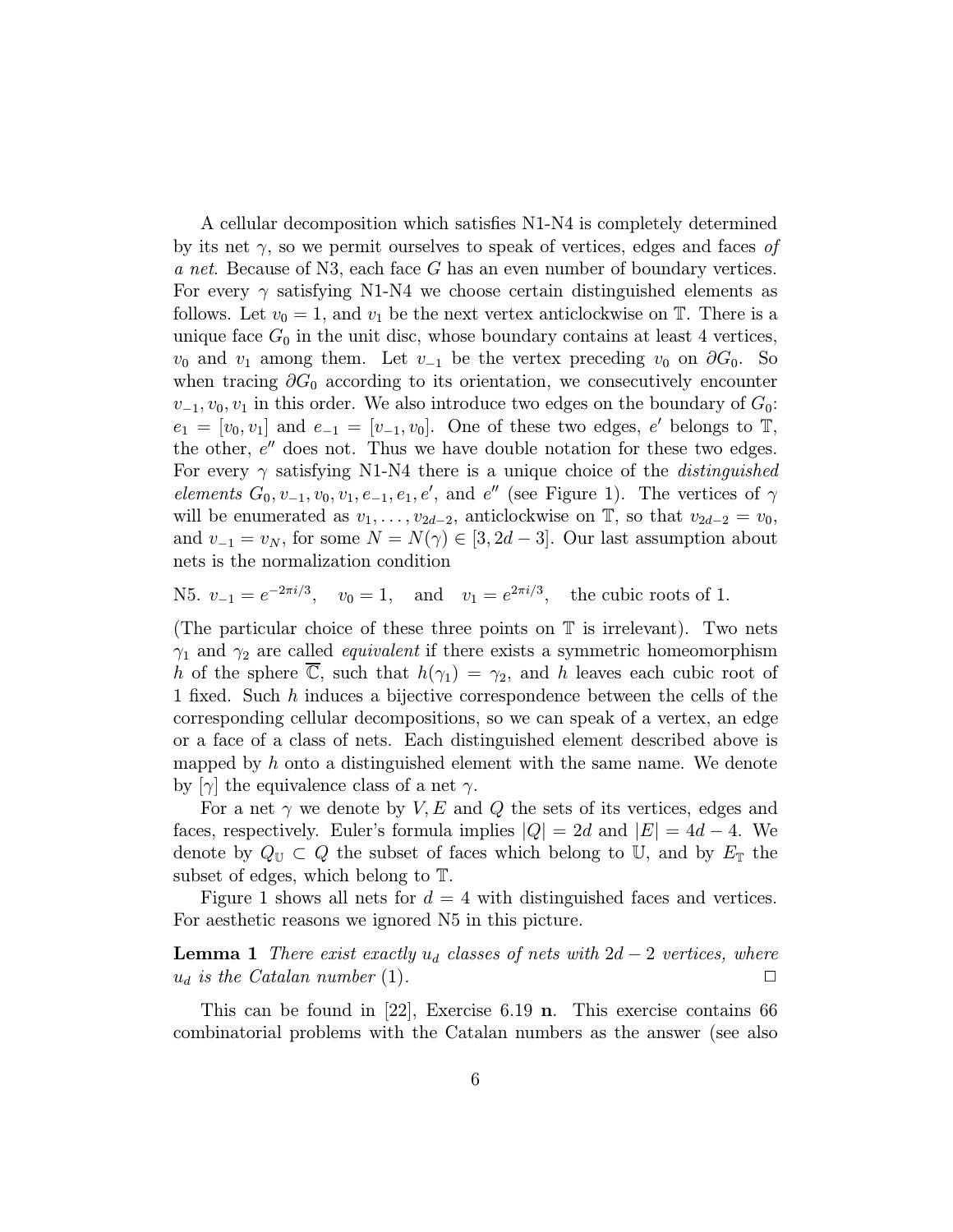A cellular decomposition which satisfies N1-N4 is completely determined by its net $\gamma$, so we permit ourselves to speak of vertices, edges and faces *of a net*. Because of N3, each face $G$ has an even number of boundary vertices. For every $\gamma$ satisfying N1-N4 we choose certain distinguished elements as follows. Let $v_0 = 1$, and $v_1$ be the next vertex anticlockwise on $\mathbb{T}$. There is a unique face $G_0$ in the unit disc, whose boundary contains at least 4 vertices, $v_0$ and $v_1$ among them. Let $v_{-1}$ be the vertex preceding $v_0$ on $\partial G_0$. So when tracing $\partial G_0$ according to its orientation, we consecutively encounter $v_{-1}, v_0, v_1$ in this order. We also introduce two edges on the boundary of $G_0$: $e_1 = [v_0, v_1]$ and $e_{-1} = [v_{-1}, v_0]$. One of these two edges, $e'$ belongs to $\mathbb{T}$, the other, $e''$ does not. Thus we have double notation for these two edges. For every $\gamma$ satisfying N1-N4 there is a unique choice of the *distinguished elements* $G_0, v_{-1}, v_0, v_1, e_{-1}, e_1, e'$, and $e''$ (see Figure 1). The vertices of $\gamma$ will be enumerated as $v_1, \ldots, v_{2d-2}$, anticlockwise on $\mathbb{T}$, so that $v_{2d-2} = v_0$, and $v_{-1} = v_N$, for some $N = N(\gamma) \in [3, 2d-3]$. Our last assumption about nets is the normalization condition

N5. $v_{-1} = e^{-2\pi i/3}, \quad v_0 = 1, \quad \text{and} \quad v_1 = e^{2\pi i/3}, \quad \text{the cubic roots of 1.}$

(The particular choice of these three points on $\mathbb{T}$ is irrelevant). Two nets $\gamma_1$ and $\gamma_2$ are called *equivalent* if there exists a symmetric homeomorphism $h$ of the sphere $\overline{\mathbb{C}}$, such that $h(\gamma_1) = \gamma_2$, and $h$ leaves each cubic root of 1 fixed. Such $h$ induces a bijective correspondence between the cells of the corresponding cellular decompositions, so we can speak of a vertex, an edge or a face of a class of nets. Each distinguished element described above is mapped by $h$ onto a distinguished element with the same name. We denote by $[\gamma]$ the equivalence class of a net $\gamma$.

For a net $\gamma$ we denote by $V, E$ and $Q$ the sets of its vertices, edges and faces, respectively. Euler's formula implies $|Q| = 2d$ and $|E| = 4d - 4$. We denote by $Q_{\mathbb{U}} \subset Q$ the subset of faces which belong to $\mathbb{U}$, and by $E_{\mathbb{T}}$ the subset of edges, which belong to $\mathbb{T}$.

Figure 1 shows all nets for $d = 4$ with distinguished faces and vertices. For aesthetic reasons we ignored N5 in this picture.

**Lemma 1** *There exist exactly $u_d$ classes of nets with $2d-2$ vertices, where $u_d$ is the Catalan number* (1). $\square$

This can be found in [22], Exercise 6.19 **n**. This exercise contains 66 combinatorial problems with the Catalan numbers as the answer (see also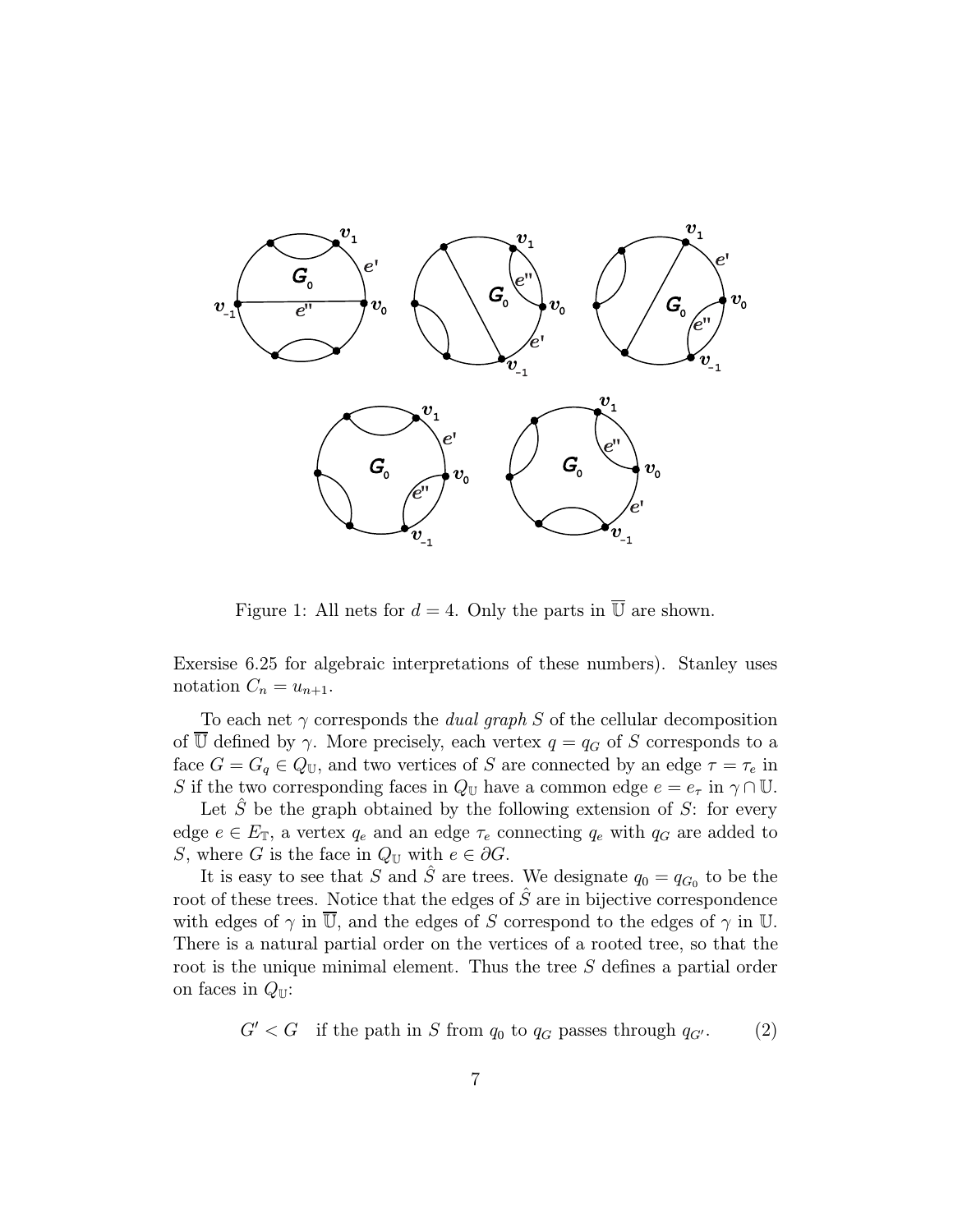Figure 1: All nets for $d = 4$. Only the parts in $\overline{\mathbb{U}}$ are shown.

Exersise 6.25 for algebraic interpretations of these numbers). Stanley uses notation $C_n = u_{n+1}$.

To each net $\gamma$ corresponds the *dual graph* $S$ of the cellular decomposition of $\overline{\mathbb{U}}$ defined by $\gamma$. More precisely, each vertex $q = q_G$ of $S$ corresponds to a face $G = G_q \in Q_{\mathbb{U}}$, and two vertices of $S$ are connected by an edge $\tau = \tau_e$ in $S$ if the two corresponding faces in $Q_{\mathbb{U}}$ have a common edge $e = e_\tau$ in $\gamma \cap \mathbb{U}$.

Let $\hat{S}$ be the graph obtained by the following extension of $S$: for every edge $e \in E_{\mathbb{T}}$, a vertex $q_e$ and an edge $\tau_e$ connecting $q_e$ with $q_G$ are added to $S$, where $G$ is the face in $Q_{\mathbb{U}}$ with $e \in \partial G$.

It is easy to see that $S$ and $\hat{S}$ are trees. We designate $q_0 = q_{G_0}$ to be the root of these trees. Notice that the edges of $\hat{S}$ are in bijective correspondence with edges of $\gamma$ in $\overline{\mathbb{U}}$, and the edges of $S$ correspond to the edges of $\gamma$ in $\mathbb{U}$. There is a natural partial order on the vertices of a rooted tree, so that the root is the unique minimal element. Thus the tree $S$ defines a partial order on faces in $Q_{\mathbb{U}}$:

$$G' < G \quad \text{if the path in } S \text{ from } q_0 \text{ to } q_G \text{ passes through } q_{G'}. \tag{2}$$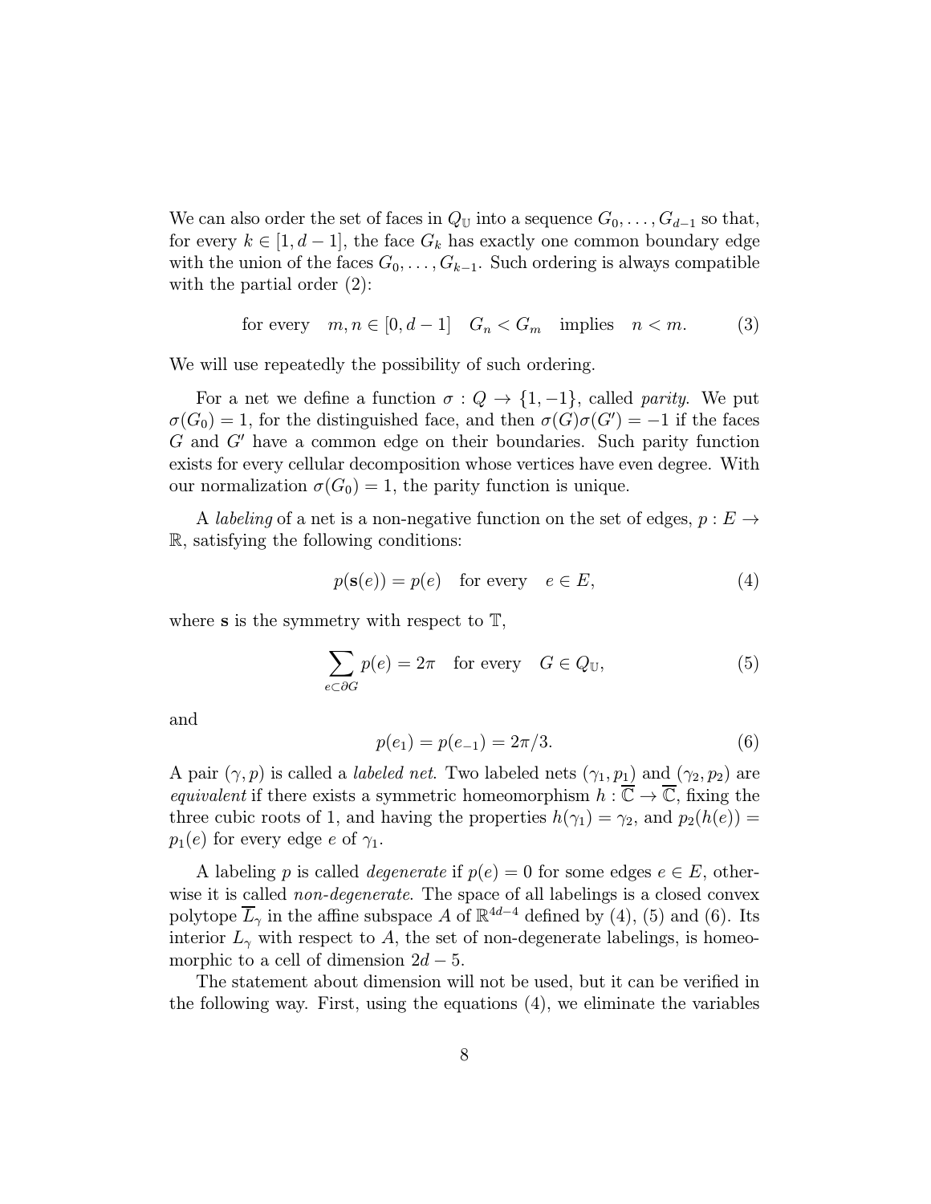We can also order the set of faces in $Q_{\mathbb{U}}$ into a sequence $G_0, \ldots, G_{d-1}$ so that, for every $k \in [1, d-1]$, the face $G_k$ has exactly one common boundary edge with the union of the faces $G_0, \ldots, G_{k-1}$. Such ordering is always compatible with the partial order (2):

$$\text{for every} \quad m, n \in [0, d-1] \quad G_n < G_m \quad \text{implies} \quad n < m. \tag{3}$$

We will use repeatedly the possibility of such ordering.

For a net we define a function $\sigma : Q \to \{1, -1\}$, called *parity*. We put $\sigma(G_0) = 1$, for the distinguished face, and then $\sigma(G)\sigma(G') = -1$ if the faces $G$ and $G'$ have a common edge on their boundaries. Such parity function exists for every cellular decomposition whose vertices have even degree. With our normalization $\sigma(G_0) = 1$, the parity function is unique.

A *labeling* of a net is a non-negative function on the set of edges, $p : E \to \mathbb{R}$, satisfying the following conditions:

$$p(\mathbf{s}(e)) = p(e) \quad \text{for every} \quad e \in E, \tag{4}$$

where $\mathbf{s}$ is the symmetry with respect to $\mathbb{T}$,

$$\sum_{e \subset \partial G} p(e) = 2\pi \quad \text{for every} \quad G \in Q_{\mathbb{U}}, \tag{5}$$

and

$$p(e_1) = p(e_{-1}) = 2\pi/3. \tag{6}$$

A pair $(\gamma, p)$ is called a *labeled net*. Two labeled nets $(\gamma_1, p_1)$ and $(\gamma_2, p_2)$ are *equivalent* if there exists a symmetric homeomorphism $h : \overline{\mathbb{C}} \to \overline{\mathbb{C}}$, fixing the three cubic roots of 1, and having the properties $h(\gamma_1) = \gamma_2$, and $p_2(h(e)) = p_1(e)$ for every edge $e$ of $\gamma_1$.

A labeling $p$ is called *degenerate* if $p(e) = 0$ for some edges $e \in E$, otherwise it is called *non-degenerate*. The space of all labelings is a closed convex polytope $\overline{L}_\gamma$ in the affine subspace $A$ of $\mathbb{R}^{4d-4}$ defined by (4), (5) and (6). Its interior $L_\gamma$ with respect to $A$, the set of non-degenerate labelings, is homeomorphic to a cell of dimension $2d - 5$.

The statement about dimension will not be used, but it can be verified in the following way. First, using the equations (4), we eliminate the variables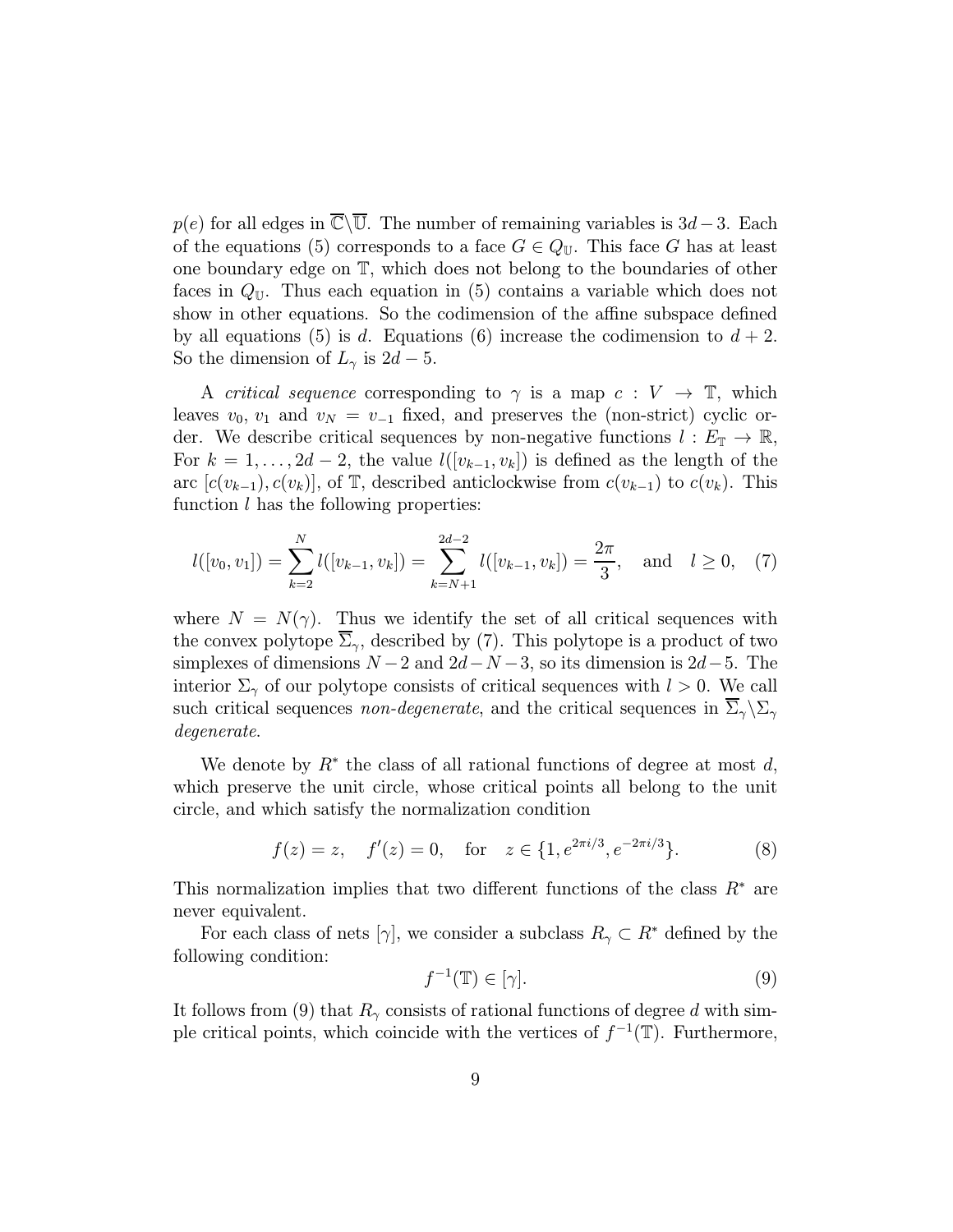$p(e)$ for all edges in $\overline{\mathbb{C}}\backslash\overline{\mathbb{U}}$. The number of remaining variables is $3d-3$. Each of the equations (5) corresponds to a face $G \in Q_{\mathbb{U}}$. This face $G$ has at least one boundary edge on $\mathbb{T}$, which does not belong to the boundaries of other faces in $Q_{\mathbb{U}}$. Thus each equation in (5) contains a variable which does not show in other equations. So the codimension of the affine subspace defined by all equations (5) is $d$. Equations (6) increase the codimension to $d+2$. So the dimension of $L_\gamma$ is $2d-5$.

A *critical sequence* corresponding to $\gamma$ is a map $c : V \to \mathbb{T}$, which leaves $v_0$, $v_1$ and $v_N = v_{-1}$ fixed, and preserves the (non-strict) cyclic order. We describe critical sequences by non-negative functions $l : E_{\mathbb{T}} \to \mathbb{R}$, For $k = 1, \ldots, 2d-2$, the value $l([v_{k-1}, v_k])$ is defined as the length of the arc $[c(v_{k-1}), c(v_k)]$, of $\mathbb{T}$, described anticlockwise from $c(v_{k-1})$ to $c(v_k)$. This function $l$ has the following properties:

$$l([v_0, v_1]) = \sum_{k=2}^{N} l([v_{k-1}, v_k]) = \sum_{k=N+1}^{2d-2} l([v_{k-1}, v_k]) = \frac{2\pi}{3}, \quad \text{and} \quad l \geq 0, \quad (7)$$

where $N = N(\gamma)$. Thus we identify the set of all critical sequences with the convex polytope $\overline{\Sigma}_\gamma$, described by (7). This polytope is a product of two simplexes of dimensions $N-2$ and $2d-N-3$, so its dimension is $2d-5$. The interior $\Sigma_\gamma$ of our polytope consists of critical sequences with $l > 0$. We call such critical sequences *non-degenerate*, and the critical sequences in $\overline{\Sigma}_\gamma \backslash \Sigma_\gamma$ *degenerate*.

We denote by $R^*$ the class of all rational functions of degree at most $d$, which preserve the unit circle, whose critical points all belong to the unit circle, and which satisfy the normalization condition

$$f(z) = z, \quad f'(z) = 0, \quad \text{for} \quad z \in \{1, e^{2\pi i/3}, e^{-2\pi i/3}\}. \quad (8)$$

This normalization implies that two different functions of the class $R^*$ are never equivalent.

For each class of nets $[\gamma]$, we consider a subclass $R_\gamma \subset R^*$ defined by the following condition:

$$f^{-1}(\mathbb{T}) \in [\gamma]. \quad (9)$$

It follows from (9) that $R_\gamma$ consists of rational functions of degree $d$ with simple critical points, which coincide with the vertices of $f^{-1}(\mathbb{T})$. Furthermore,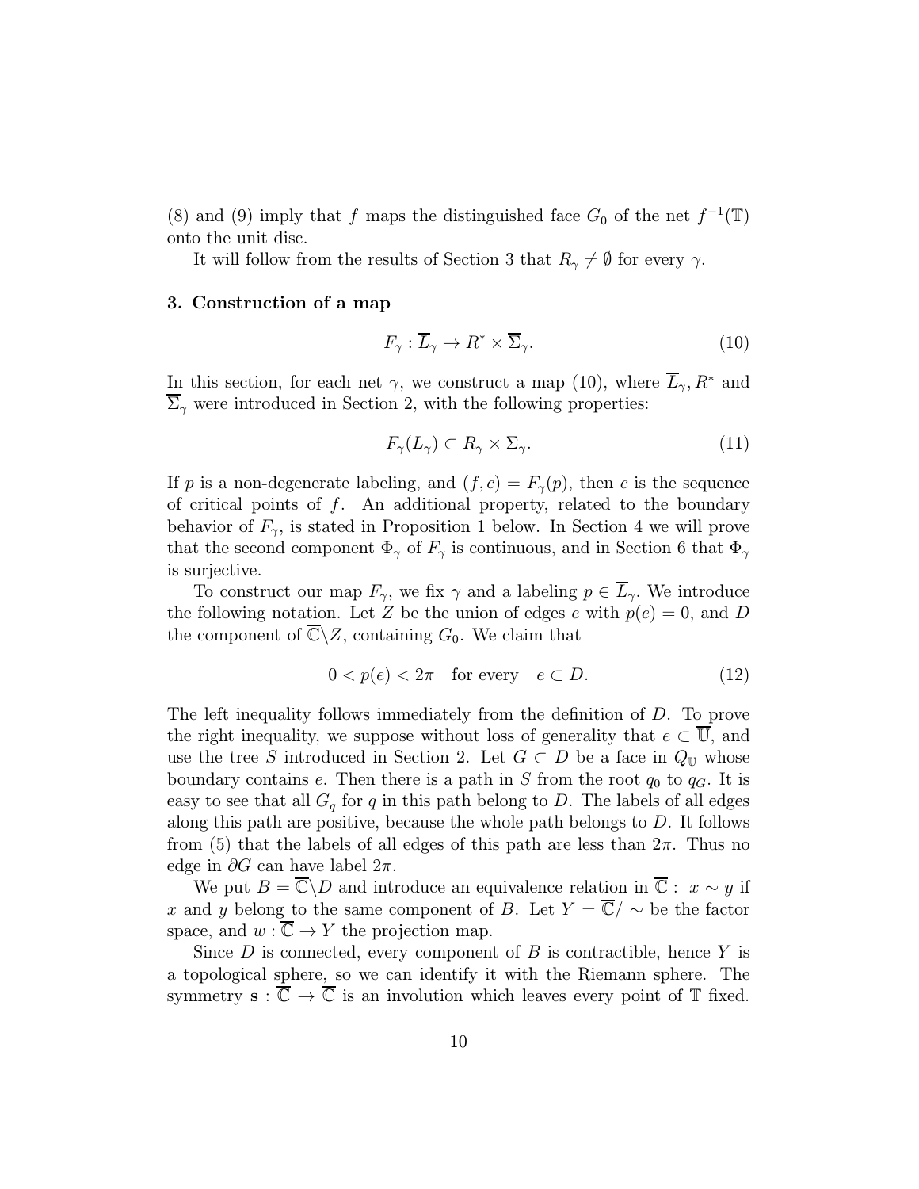(8) and (9) imply that $f$ maps the distinguished face $G_0$ of the net $f^{-1}(\mathbb{T})$ onto the unit disc.

It will follow from the results of Section 3 that $R_\gamma \neq \emptyset$ for every $\gamma$.

### 3. Construction of a map

$$F_\gamma : \overline{L}_\gamma \to R^* \times \overline{\Sigma}_\gamma. \tag{10}$$

In this section, for each net $\gamma$, we construct a map (10), where $\overline{L}_\gamma, R^*$ and $\overline{\Sigma}_\gamma$ were introduced in Section 2, with the following properties:

$$F_\gamma(L_\gamma) \subset R_\gamma \times \Sigma_\gamma. \tag{11}$$

If $p$ is a non-degenerate labeling, and $(f,c) = F_\gamma(p)$, then $c$ is the sequence of critical points of $f$. An additional property, related to the boundary behavior of $F_\gamma$, is stated in Proposition 1 below. In Section 4 we will prove that the second component $\Phi_\gamma$ of $F_\gamma$ is continuous, and in Section 6 that $\Phi_\gamma$ is surjective.

To construct our map $F_\gamma$, we fix $\gamma$ and a labeling $p \in \overline{L}_\gamma$. We introduce the following notation. Let $Z$ be the union of edges $e$ with $p(e) = 0$, and $D$ the component of $\overline{\mathbb{C}} \backslash Z$, containing $G_0$. We claim that

$$0 < p(e) < 2\pi \quad \text{for every} \quad e \subset D. \tag{12}$$

The left inequality follows immediately from the definition of $D$. To prove the right inequality, we suppose without loss of generality that $e \subset \overline{\mathbb{U}}$, and use the tree $S$ introduced in Section 2. Let $G \subset D$ be a face in $Q_\mathbb{U}$ whose boundary contains $e$. Then there is a path in $S$ from the root $q_0$ to $q_G$. It is easy to see that all $G_q$ for $q$ in this path belong to $D$. The labels of all edges along this path are positive, because the whole path belongs to $D$. It follows from (5) that the labels of all edges of this path are less than $2\pi$. Thus no edge in $\partial G$ can have label $2\pi$.

We put $B = \overline{\mathbb{C}} \backslash D$ and introduce an equivalence relation in $\overline{\mathbb{C}}:$ $x \sim y$ if $x$ and $y$ belong to the same component of $B$. Let $Y = \overline{\mathbb{C}}/\sim$ be the factor space, and $w : \overline{\mathbb{C}} \to Y$ the projection map.

Since $D$ is connected, every component of $B$ is contractible, hence $Y$ is a topological sphere, so we can identify it with the Riemann sphere. The symmetry $\mathbf{s} : \overline{\mathbb{C}} \to \overline{\mathbb{C}}$ is an involution which leaves every point of $\mathbb{T}$ fixed.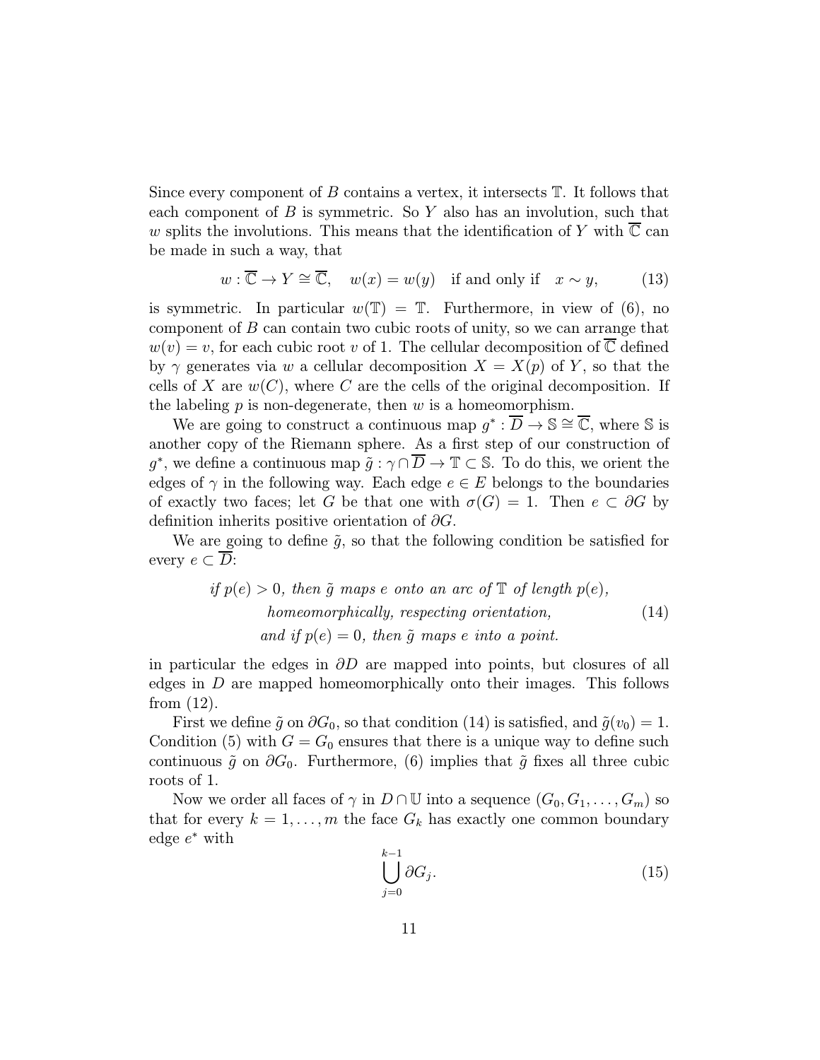Since every component of $B$ contains a vertex, it intersects $\mathbb{T}$. It follows that each component of $B$ is symmetric. So $Y$ also has an involution, such that $w$ splits the involutions. This means that the identification of $Y$ with $\overline{\mathbb{C}}$ can be made in such a way, that

$$w : \overline{\mathbb{C}} \to Y \cong \overline{\mathbb{C}}, \quad w(x) = w(y) \quad \text{if and only if} \quad x \sim y, \tag{13}$$

is symmetric. In particular $w(\mathbb{T}) = \mathbb{T}$. Furthermore, in view of (6), no component of $B$ can contain two cubic roots of unity, so we can arrange that $w(v) = v$, for each cubic root $v$ of 1. The cellular decomposition of $\overline{\mathbb{C}}$ defined by $\gamma$ generates via $w$ a cellular decomposition $X = X(p)$ of $Y$, so that the cells of $X$ are $w(C)$, where $C$ are the cells of the original decomposition. If the labeling $p$ is non-degenerate, then $w$ is a homeomorphism.

We are going to construct a continuous map $g^* : \overline{D} \to \mathbb{S} \cong \overline{\mathbb{C}}$, where $\mathbb{S}$ is another copy of the Riemann sphere. As a first step of our construction of $g^*$, we define a continuous map $\tilde{g} : \gamma \cap \overline{D} \to \mathbb{T} \subset \mathbb{S}$. To do this, we orient the edges of $\gamma$ in the following way. Each edge $e \in E$ belongs to the boundaries of exactly two faces; let $G$ be that one with $\sigma(G) = 1$. Then $e \subset \partial G$ by definition inherits positive orientation of $\partial G$.

We are going to define $\tilde{g}$, so that the following condition be satisfied for every $e \subset \overline{D}$:

$$\begin{gathered} \textit{if } p(e) > 0\textit{, then } \tilde{g} \textit{ maps } e \textit{ onto an arc of } \mathbb{T} \textit{ of length } p(e), \\ \textit{homeomorphically, respecting orientation,} \\ \textit{and if } p(e) = 0\textit{, then } \tilde{g} \textit{ maps } e \textit{ into a point.} \end{gathered} \tag{14}$$

in particular the edges in $\partial D$ are mapped into points, but closures of all edges in $D$ are mapped homeomorphically onto their images. This follows from (12).

First we define $\tilde{g}$ on $\partial G_0$, so that condition (14) is satisfied, and $\tilde{g}(v_0) = 1$. Condition (5) with $G = G_0$ ensures that there is a unique way to define such continuous $\tilde{g}$ on $\partial G_0$. Furthermore, (6) implies that $\tilde{g}$ fixes all three cubic roots of 1.

Now we order all faces of $\gamma$ in $D \cap \mathbb{U}$ into a sequence $(G_0, G_1, \ldots, G_m)$ so that for every $k = 1, \ldots, m$ the face $G_k$ has exactly one common boundary edge $e^*$ with

$$\bigcup_{j=0}^{k-1} \partial G_j. \tag{15}$$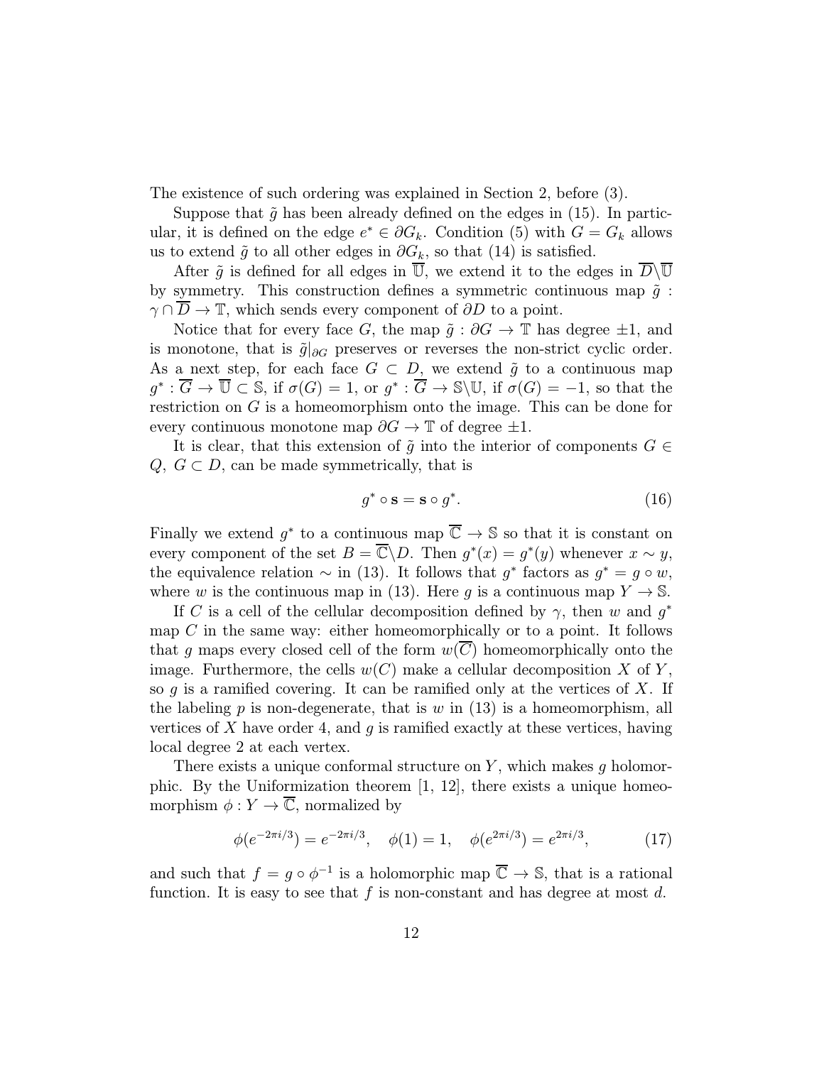The existence of such ordering was explained in Section 2, before (3).

Suppose that $\tilde{g}$ has been already defined on the edges in (15). In particular, it is defined on the edge $e^* \in \partial G_k$. Condition (5) with $G = G_k$ allows us to extend $\tilde{g}$ to all other edges in $\partial G_k$, so that (14) is satisfied.

After $\tilde{g}$ is defined for all edges in $\overline{\mathbb{U}}$, we extend it to the edges in $\overline{D} \backslash \overline{\mathbb{U}}$ by symmetry. This construction defines a symmetric continuous map $\tilde{g} : \gamma \cap \overline{D} \to \mathbb{T}$, which sends every component of $\partial D$ to a point.

Notice that for every face $G$, the map $\tilde{g} : \partial G \to \mathbb{T}$ has degree $\pm 1$, and is monotone, that is $\tilde{g}|_{\partial G}$ preserves or reverses the non-strict cyclic order. As a next step, for each face $G \subset D$, we extend $\tilde{g}$ to a continuous map $g^* : \overline{G} \to \overline{\mathbb{U}} \subset \mathbb{S}$, if $\sigma(G) = 1$, or $g^* : \overline{G} \to \mathbb{S} \backslash \mathbb{U}$, if $\sigma(G) = -1$, so that the restriction on $G$ is a homeomorphism onto the image. This can be done for every continuous monotone map $\partial G \to \mathbb{T}$ of degree $\pm 1$.

It is clear, that this extension of $\tilde{g}$ into the interior of components $G \in Q$, $G \subset D$, can be made symmetrically, that is

$$g^* \circ \mathbf{s} = \mathbf{s} \circ g^*. \tag{16}$$

Finally we extend $g^*$ to a continuous map $\overline{\mathbb{C}} \to \mathbb{S}$ so that it is constant on every component of the set $B = \overline{\mathbb{C}} \backslash D$. Then $g^*(x) = g^*(y)$ whenever $x \sim y$, the equivalence relation $\sim$ in (13). It follows that $g^*$ factors as $g^* = g \circ w$, where $w$ is the continuous map in (13). Here $g$ is a continuous map $Y \to \mathbb{S}$.

If $C$ is a cell of the cellular decomposition defined by $\gamma$, then $w$ and $g^*$ map $C$ in the same way: either homeomorphically or to a point. It follows that $g$ maps every closed cell of the form $w(\overline{C})$ homeomorphically onto the image. Furthermore, the cells $w(C)$ make a cellular decomposition $X$ of $Y$, so $g$ is a ramified covering. It can be ramified only at the vertices of $X$. If the labeling $p$ is non-degenerate, that is $w$ in (13) is a homeomorphism, all vertices of $X$ have order 4, and $g$ is ramified exactly at these vertices, having local degree 2 at each vertex.

There exists a unique conformal structure on $Y$, which makes $g$ holomorphic. By the Uniformization theorem [1, 12], there exists a unique homeomorphism $\phi : Y \to \overline{\mathbb{C}}$, normalized by

$$\phi(e^{-2\pi i/3}) = e^{-2\pi i/3}, \quad \phi(1) = 1, \quad \phi(e^{2\pi i/3}) = e^{2\pi i/3}, \tag{17}$$

and such that $f = g \circ \phi^{-1}$ is a holomorphic map $\overline{\mathbb{C}} \to \mathbb{S}$, that is a rational function. It is easy to see that $f$ is non-constant and has degree at most $d$.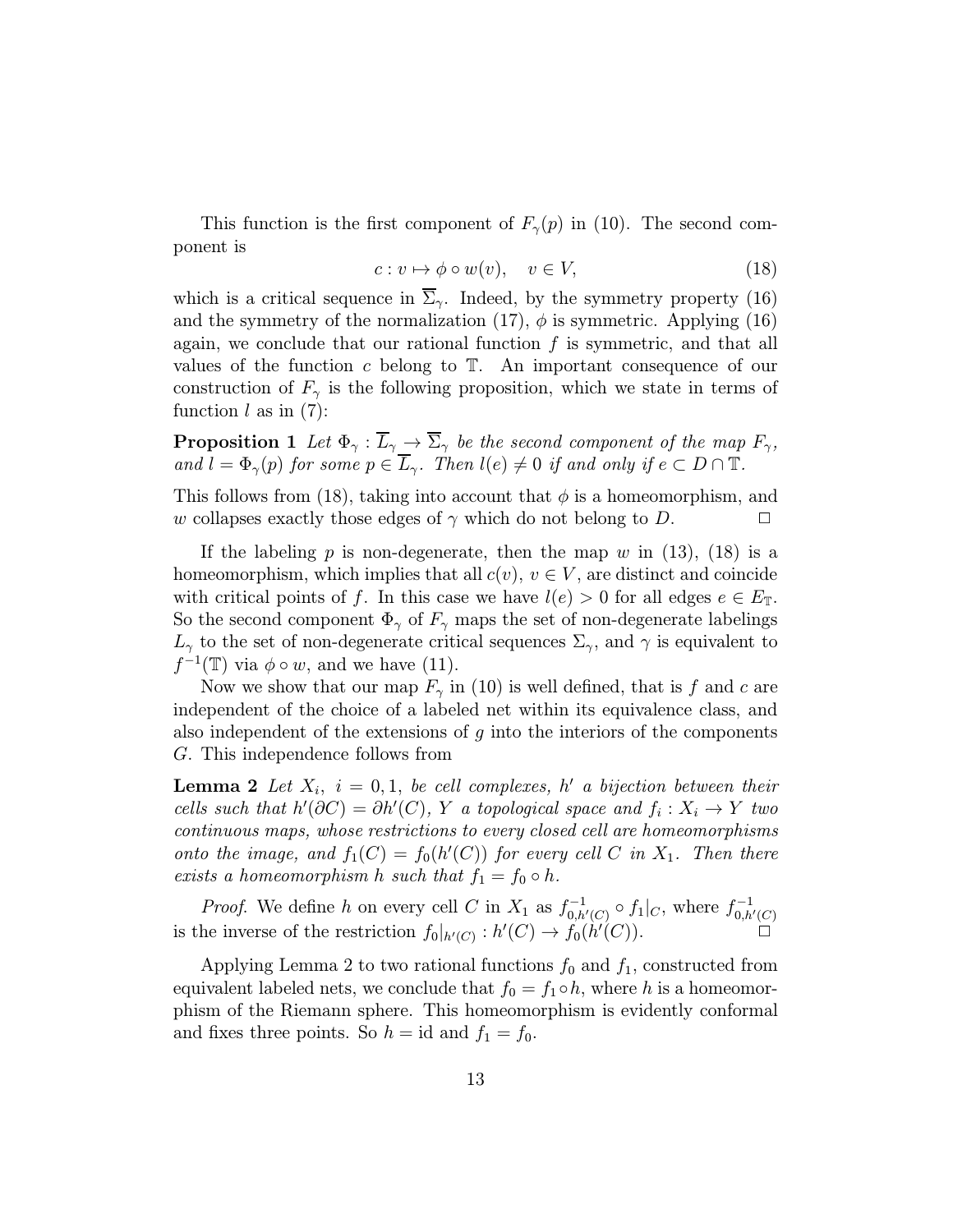This function is the first component of $F_\gamma(p)$ in (10). The second component is

$$c : v \mapsto \phi \circ w(v), \quad v \in V, \tag{18}$$

which is a critical sequence in $\overline{\Sigma}_\gamma$. Indeed, by the symmetry property (16) and the symmetry of the normalization (17), $\phi$ is symmetric. Applying (16) again, we conclude that our rational function $f$ is symmetric, and that all values of the function $c$ belong to $\mathbb{T}$. An important consequence of our construction of $F_\gamma$ is the following proposition, which we state in terms of function $l$ as in (7):

**Proposition 1** *Let $\Phi_\gamma : \overline{L}_\gamma \to \overline{\Sigma}_\gamma$ be the second component of the map $F_\gamma$, and $l = \Phi_\gamma(p)$ for some $p \in \overline{L}_\gamma$. Then $l(e) \neq 0$ if and only if $e \subset D \cap \mathbb{T}$.*

This follows from (18), taking into account that $\phi$ is a homeomorphism, and $w$ collapses exactly those edges of $\gamma$ which do not belong to $D$. $\square$

If the labeling $p$ is non-degenerate, then the map $w$ in (13), (18) is a homeomorphism, which implies that all $c(v)$, $v \in V$, are distinct and coincide with critical points of $f$. In this case we have $l(e) > 0$ for all edges $e \in E_\mathbb{T}$. So the second component $\Phi_\gamma$ of $F_\gamma$ maps the set of non-degenerate labelings $L_\gamma$ to the set of non-degenerate critical sequences $\Sigma_\gamma$, and $\gamma$ is equivalent to $f^{-1}(\mathbb{T})$ via $\phi \circ w$, and we have (11).

Now we show that our map $F_\gamma$ in (10) is well defined, that is $f$ and $c$ are independent of the choice of a labeled net within its equivalence class, and also independent of the extensions of $g$ into the interiors of the components $G$. This independence follows from

**Lemma 2** *Let $X_i$, $i = 0, 1$, be cell complexes, $h'$ a bijection between their cells such that $h'(\partial C) = \partial h'(C)$, $Y$ a topological space and $f_i : X_i \to Y$ two continuous maps, whose restrictions to every closed cell are homeomorphisms onto the image, and $f_1(C) = f_0(h'(C))$ for every cell $C$ in $X_1$. Then there exists a homeomorphism $h$ such that $f_1 = f_0 \circ h$.*

*Proof.* We define $h$ on every cell $C$ in $X_1$ as $f^{-1}_{0,h'(C)} \circ f_1|_C$, where $f^{-1}_{0,h'(C)}$ is the inverse of the restriction $f_0|_{h'(C)} : h'(C) \to f_0(h'(C))$. $\square$

Applying Lemma 2 to two rational functions $f_0$ and $f_1$, constructed from equivalent labeled nets, we conclude that $f_0 = f_1 \circ h$, where $h$ is a homeomorphism of the Riemann sphere. This homeomorphism is evidently conformal and fixes three points. So $h = \text{id}$ and $f_1 = f_0$.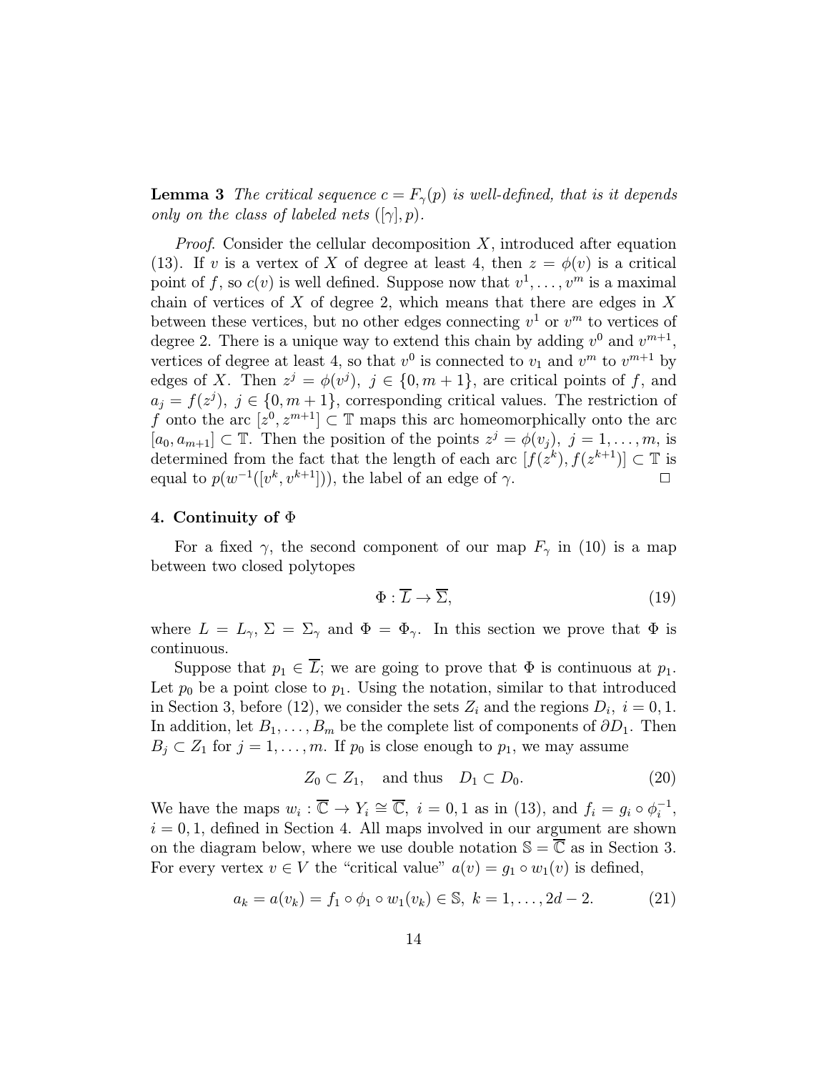**Lemma 3** *The critical sequence $c = F_\gamma(p)$ is well-defined, that is it depends only on the class of labeled nets $([\gamma], p)$.*

*Proof.* Consider the cellular decomposition $X$, introduced after equation (13). If $v$ is a vertex of $X$ of degree at least 4, then $z = \phi(v)$ is a critical point of $f$, so $c(v)$ is well defined. Suppose now that $v^1, \ldots, v^m$ is a maximal chain of vertices of $X$ of degree 2, which means that there are edges in $X$ between these vertices, but no other edges connecting $v^1$ or $v^m$ to vertices of degree 2. There is a unique way to extend this chain by adding $v^0$ and $v^{m+1}$, vertices of degree at least 4, so that $v^0$ is connected to $v_1$ and $v^m$ to $v^{m+1}$ by edges of $X$. Then $z^j = \phi(v^j),\ j \in \{0, m+1\}$, are critical points of $f$, and $a_j = f(z^j),\ j \in \{0, m+1\}$, corresponding critical values. The restriction of $f$ onto the arc $[z^0, z^{m+1}] \subset \mathbb{T}$ maps this arc homeomorphically onto the arc $[a_0, a_{m+1}] \subset \mathbb{T}$. Then the position of the points $z^j = \phi(v_j),\ j = 1, \ldots, m$, is determined from the fact that the length of each arc $[f(z^k), f(z^{k+1})] \subset \mathbb{T}$ is equal to $p(w^{-1}([v^k, v^{k+1}]))$, the label of an edge of $\gamma$. $\square$

## 4. Continuity of $\Phi$

For a fixed $\gamma$, the second component of our map $F_\gamma$ in (10) is a map between two closed polytopes

$$\Phi : \overline{L} \to \overline{\Sigma}, \tag{19}$$

where $L = L_\gamma$, $\Sigma = \Sigma_\gamma$ and $\Phi = \Phi_\gamma$. In this section we prove that $\Phi$ is continuous.

Suppose that $p_1 \in \overline{L}$; we are going to prove that $\Phi$ is continuous at $p_1$. Let $p_0$ be a point close to $p_1$. Using the notation, similar to that introduced in Section 3, before (12), we consider the sets $Z_i$ and the regions $D_i,\ i = 0, 1$. In addition, let $B_1, \ldots, B_m$ be the complete list of components of $\partial D_1$. Then $B_j \subset Z_1$ for $j = 1, \ldots, m$. If $p_0$ is close enough to $p_1$, we may assume

$$Z_0 \subset Z_1, \quad \text{and thus} \quad D_1 \subset D_0. \tag{20}$$

We have the maps $w_i : \overline{\mathbb{C}} \to Y_i \cong \overline{\mathbb{C}},\ i = 0, 1$ as in (13), and $f_i = g_i \circ \phi_i^{-1}$, $i = 0, 1$, defined in Section 4. All maps involved in our argument are shown on the diagram below, where we use double notation $\mathbb{S} = \overline{\mathbb{C}}$ as in Section 3. For every vertex $v \in V$ the "critical value" $a(v) = g_1 \circ w_1(v)$ is defined,

$$a_k = a(v_k) = f_1 \circ \phi_1 \circ w_1(v_k) \in \mathbb{S},\ k = 1, \ldots, 2d - 2. \tag{21}$$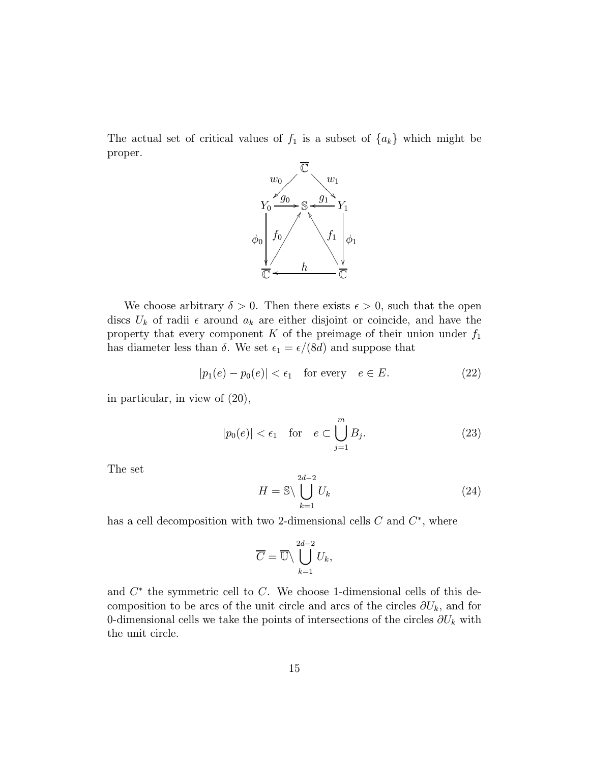The actual set of critical values of $f_1$ is a subset of $\{a_k\}$ which might be proper.

$$
\begin{array}{ccccc}
 & & \overline{\mathbb{C}} & & \\
 & \swarrow^{w_0} & & \searrow^{w_1} & \\
Y_0 & \xrightarrow{g_0} & \mathbb{S} & \xleftarrow{g_1} & Y_1 \\
\downarrow \phi_0 & \nearrow^{f_0} & & \nwarrow^{f_1} & \downarrow \phi_1 \\
\overline{\mathbb{C}} & & \xleftarrow{h} & & \overline{\mathbb{C}}
\end{array}
$$

We choose arbitrary $\delta > 0$. Then there exists $\epsilon > 0$, such that the open discs $U_k$ of radii $\epsilon$ around $a_k$ are either disjoint or coincide, and have the property that every component $K$ of the preimage of their union under $f_1$ has diameter less than $\delta$. We set $\epsilon_1 = \epsilon/(8d)$ and suppose that

$$|p_1(e) - p_0(e)| < \epsilon_1 \quad \text{for every} \quad e \in E. \tag{22}$$

in particular, in view of (20),

$$|p_0(e)| < \epsilon_1 \quad \text{for} \quad e \subset \bigcup_{j=1}^{m} B_j. \tag{23}$$

The set

$$H = \mathbb{S} \backslash \bigcup_{k=1}^{2d-2} U_k \tag{24}$$

has a cell decomposition with two 2-dimensional cells $C$ and $C^*$, where

$$\overline{C} = \overline{\mathbb{U}} \backslash \bigcup_{k=1}^{2d-2} U_k,$$

and $C^*$ the symmetric cell to $C$. We choose 1-dimensional cells of this decomposition to be arcs of the unit circle and arcs of the circles $\partial U_k$, and for 0-dimensional cells we take the points of intersections of the circles $\partial U_k$ with the unit circle.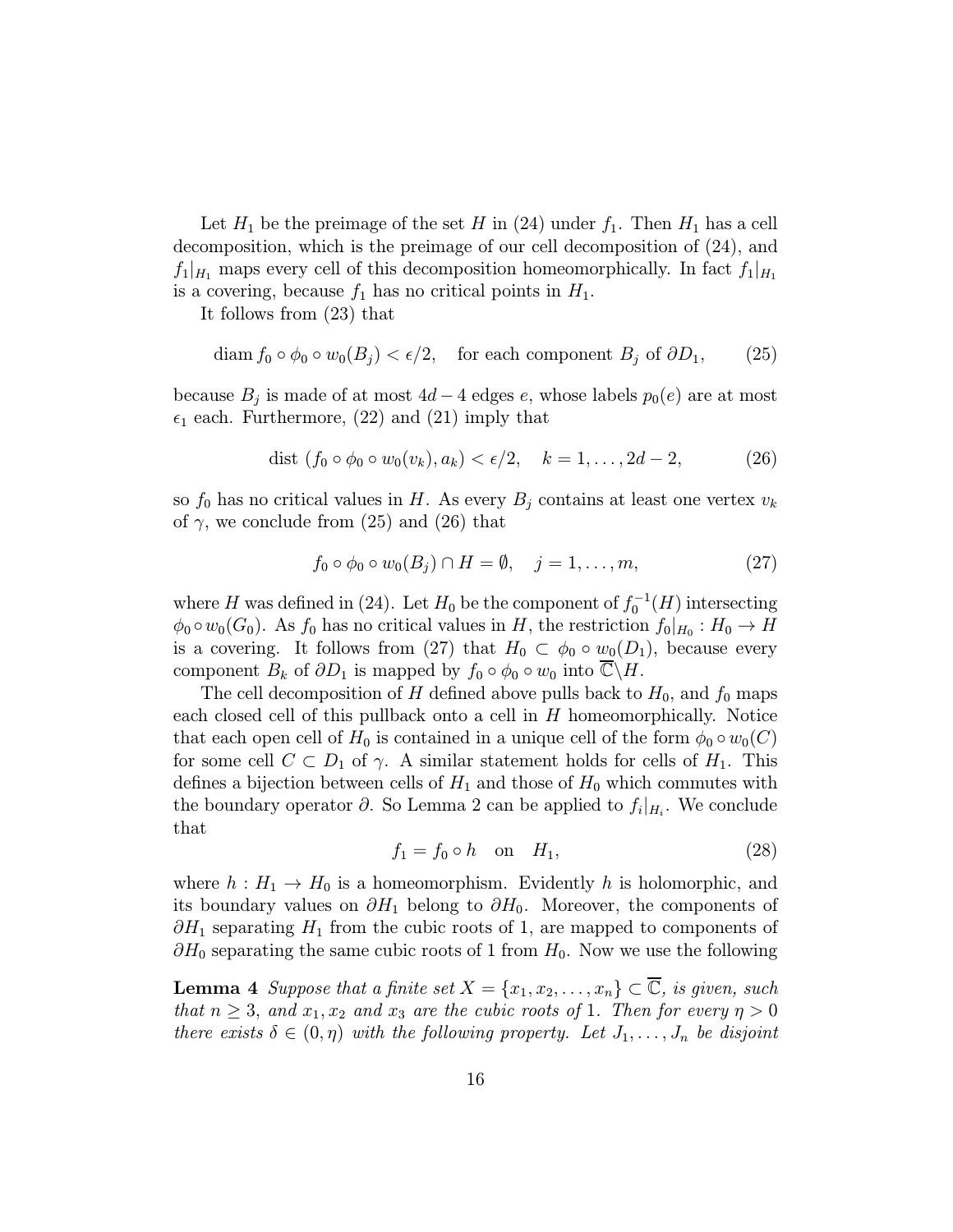Let $H_1$ be the preimage of the set $H$ in (24) under $f_1$. Then $H_1$ has a cell decomposition, which is the preimage of our cell decomposition of (24), and $f_1|_{H_1}$ maps every cell of this decomposition homeomorphically. In fact $f_1|_{H_1}$ is a covering, because $f_1$ has no critical points in $H_1$.

It follows from (23) that

$$\operatorname{diam} f_0 \circ \phi_0 \circ w_0(B_j) < \epsilon/2, \quad \text{for each component } B_j \text{ of } \partial D_1, \tag{25}$$

because $B_j$ is made of at most $4d-4$ edges $e$, whose labels $p_0(e)$ are at most $\epsilon_1$ each. Furthermore, (22) and (21) imply that

$$\text{dist } (f_0 \circ \phi_0 \circ w_0(v_k), a_k) < \epsilon/2, \quad k = 1, \ldots, 2d-2, \tag{26}$$

so $f_0$ has no critical values in $H$. As every $B_j$ contains at least one vertex $v_k$ of $\gamma$, we conclude from (25) and (26) that

$$f_0 \circ \phi_0 \circ w_0(B_j) \cap H = \emptyset, \quad j = 1, \ldots, m, \tag{27}$$

where $H$ was defined in (24). Let $H_0$ be the component of $f_0^{-1}(H)$ intersecting $\phi_0 \circ w_0(G_0)$. As $f_0$ has no critical values in $H$, the restriction $f_0|_{H_0} : H_0 \to H$ is a covering. It follows from (27) that $H_0 \subset \phi_0 \circ w_0(D_1)$, because every component $B_k$ of $\partial D_1$ is mapped by $f_0 \circ \phi_0 \circ w_0$ into $\overline{\mathbb{C}} \backslash H$.

The cell decomposition of $H$ defined above pulls back to $H_0$, and $f_0$ maps each closed cell of this pullback onto a cell in $H$ homeomorphically. Notice that each open cell of $H_0$ is contained in a unique cell of the form $\phi_0 \circ w_0(C)$ for some cell $C \subset D_1$ of $\gamma$. A similar statement holds for cells of $H_1$. This defines a bijection between cells of $H_1$ and those of $H_0$ which commutes with the boundary operator $\partial$. So Lemma 2 can be applied to $f_i|_{H_i}$. We conclude that

$$f_1 = f_0 \circ h \quad \text{on} \quad H_1, \tag{28}$$

where $h : H_1 \to H_0$ is a homeomorphism. Evidently $h$ is holomorphic, and its boundary values on $\partial H_1$ belong to $\partial H_0$. Moreover, the components of $\partial H_1$ separating $H_1$ from the cubic roots of 1, are mapped to components of $\partial H_0$ separating the same cubic roots of 1 from $H_0$. Now we use the following

**Lemma 4** *Suppose that a finite set $X = \{x_1, x_2, \ldots, x_n\} \subset \overline{\mathbb{C}}$, is given, such that $n \geq 3$, and $x_1, x_2$ and $x_3$ are the cubic roots of 1. Then for every $\eta > 0$ there exists $\delta \in (0, \eta)$ with the following property. Let $J_1, \ldots, J_n$ be disjoint*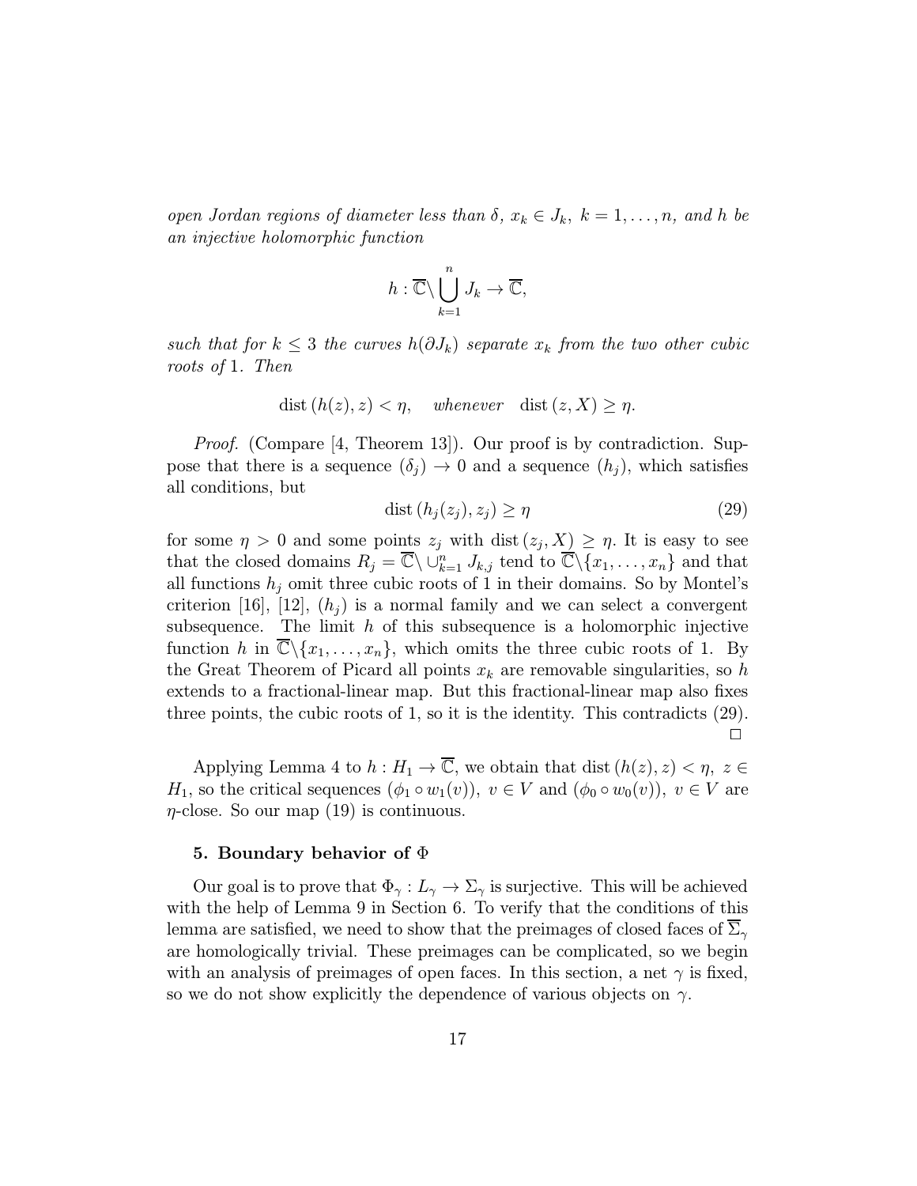*open Jordan regions of diameter less than $\delta$, $x_k \in J_k$, $k = 1, \ldots, n$, and $h$ be an injective holomorphic function*

$$h : \overline{\mathbb{C}} \backslash \bigcup_{k=1}^{n} J_k \to \overline{\mathbb{C}},$$

*such that for $k \leq 3$ the curves $h(\partial J_k)$ separate $x_k$ from the two other cubic roots of* 1. *Then*

$$\text{dist}\,(h(z), z) < \eta, \quad \textit{whenever} \quad \text{dist}\,(z, X) \geq \eta.$$

*Proof.* (Compare [4, Theorem 13]). Our proof is by contradiction. Suppose that there is a sequence $(\delta_j) \to 0$ and a sequence $(h_j)$, which satisfies all conditions, but

$$\text{dist}\,(h_j(z_j), z_j) \geq \eta \tag{29}$$

for some $\eta > 0$ and some points $z_j$ with $\text{dist}\,(z_j, X) \geq \eta$. It is easy to see that the closed domains $R_j = \overline{\mathbb{C}} \backslash \cup_{k=1}^{n} J_{k,j}$ tend to $\overline{\mathbb{C}} \backslash \{x_1, \ldots, x_n\}$ and that all functions $h_j$ omit three cubic roots of 1 in their domains. So by Montel's criterion [16], [12], $(h_j)$ is a normal family and we can select a convergent subsequence. The limit $h$ of this subsequence is a holomorphic injective function $h$ in $\overline{\mathbb{C}} \backslash \{x_1, \ldots, x_n\}$, which omits the three cubic roots of 1. By the Great Theorem of Picard all points $x_k$ are removable singularities, so $h$ extends to a fractional-linear map. But this fractional-linear map also fixes three points, the cubic roots of 1, so it is the identity. This contradicts (29). $\square$

Applying Lemma 4 to $h : H_1 \to \overline{\mathbb{C}}$, we obtain that $\text{dist}\,(h(z), z) < \eta$, $z \in H_1$, so the critical sequences $(\phi_1 \circ w_1(v))$, $v \in V$ and $(\phi_0 \circ w_0(v))$, $v \in V$ are $\eta$-close. So our map (19) is continuous.

## 5. Boundary behavior of $\Phi$

Our goal is to prove that $\Phi_\gamma : L_\gamma \to \Sigma_\gamma$ is surjective. This will be achieved with the help of Lemma 9 in Section 6. To verify that the conditions of this lemma are satisfied, we need to show that the preimages of closed faces of $\overline{\Sigma}_\gamma$ are homologically trivial. These preimages can be complicated, so we begin with an analysis of preimages of open faces. In this section, a net $\gamma$ is fixed, so we do not show explicitly the dependence of various objects on $\gamma$.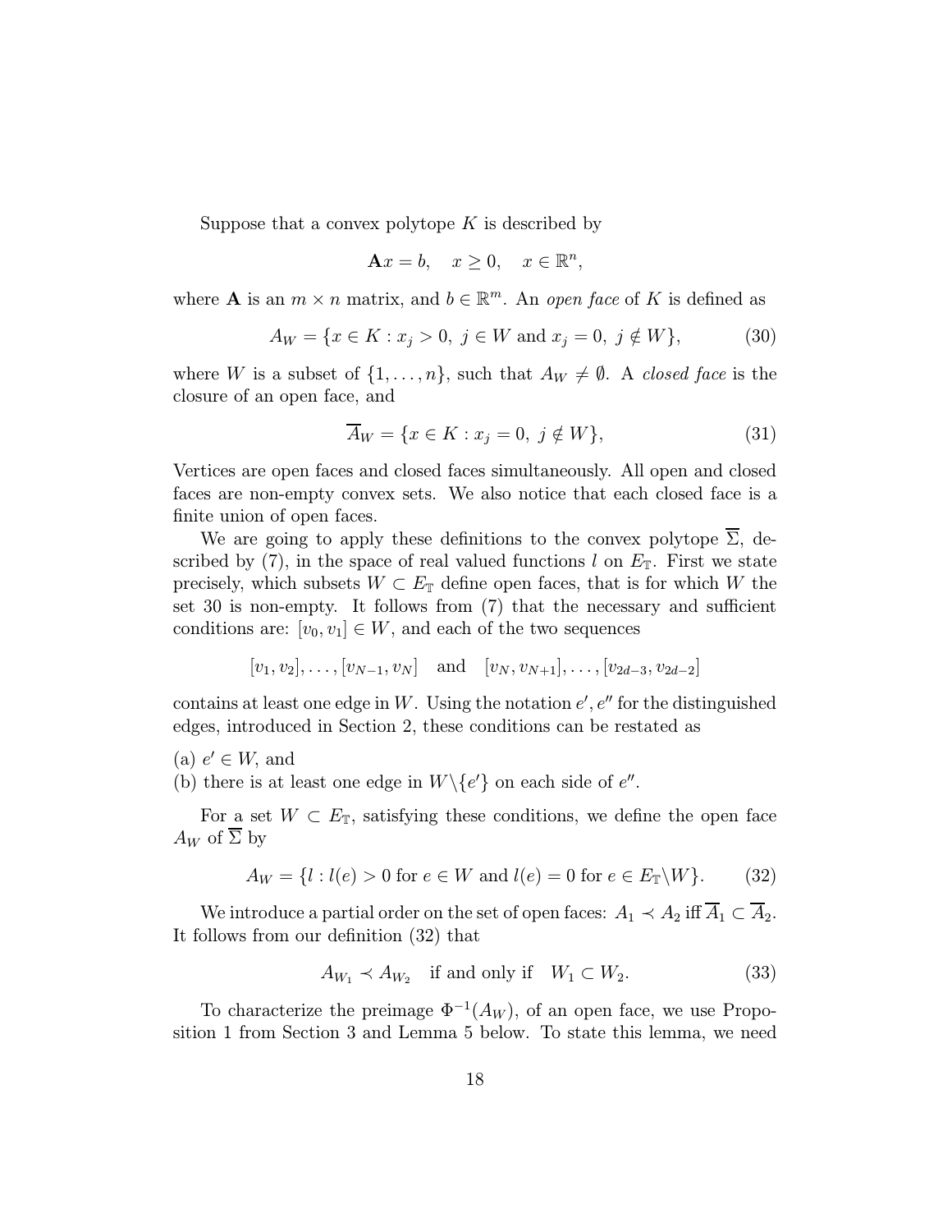Suppose that a convex polytope $K$ is described by

$$\mathbf{A}x = b, \quad x \geq 0, \quad x \in \mathbb{R}^n,$$

where $\mathbf{A}$ is an $m \times n$ matrix, and $b \in \mathbb{R}^m$. An *open face* of $K$ is defined as

$$A_W = \{x \in K : x_j > 0, \ j \in W \text{ and } x_j = 0, \ j \notin W\}, \tag{30}$$

where $W$ is a subset of $\{1, \ldots, n\}$, such that $A_W \neq \emptyset$. A *closed face* is the closure of an open face, and

$$\overline{A}_W = \{x \in K : x_j = 0, \ j \notin W\}, \tag{31}$$

Vertices are open faces and closed faces simultaneously. All open and closed faces are non-empty convex sets. We also notice that each closed face is a finite union of open faces.

We are going to apply these definitions to the convex polytope $\overline{\Sigma}$, described by (7), in the space of real valued functions $l$ on $E_{\mathbb{T}}$. First we state precisely, which subsets $W \subset E_{\mathbb{T}}$ define open faces, that is for which $W$ the set 30 is non-empty. It follows from (7) that the necessary and sufficient conditions are: $[v_0, v_1] \in W$, and each of the two sequences

$$[v_1, v_2], \ldots, [v_{N-1}, v_N] \quad \text{and} \quad [v_N, v_{N+1}], \ldots, [v_{2d-3}, v_{2d-2}]$$

contains at least one edge in $W$. Using the notation $e', e''$ for the distinguished edges, introduced in Section 2, these conditions can be restated as

(a) $e' \in W$, and
(b) there is at least one edge in $W \backslash \{e'\}$ on each side of $e''$.

For a set $W \subset E_{\mathbb{T}}$, satisfying these conditions, we define the open face $A_W$ of $\overline{\Sigma}$ by

$$A_W = \{l : l(e) > 0 \text{ for } e \in W \text{ and } l(e) = 0 \text{ for } e \in E_{\mathbb{T}} \backslash W\}. \tag{32}$$

We introduce a partial order on the set of open faces: $A_1 \prec A_2$ iff $\overline{A}_1 \subset \overline{A}_2$. It follows from our definition (32) that

$$A_{W_1} \prec A_{W_2} \quad \text{if and only if} \quad W_1 \subset W_2. \tag{33}$$

To characterize the preimage $\Phi^{-1}(A_W)$, of an open face, we use Proposition 1 from Section 3 and Lemma 5 below. To state this lemma, we need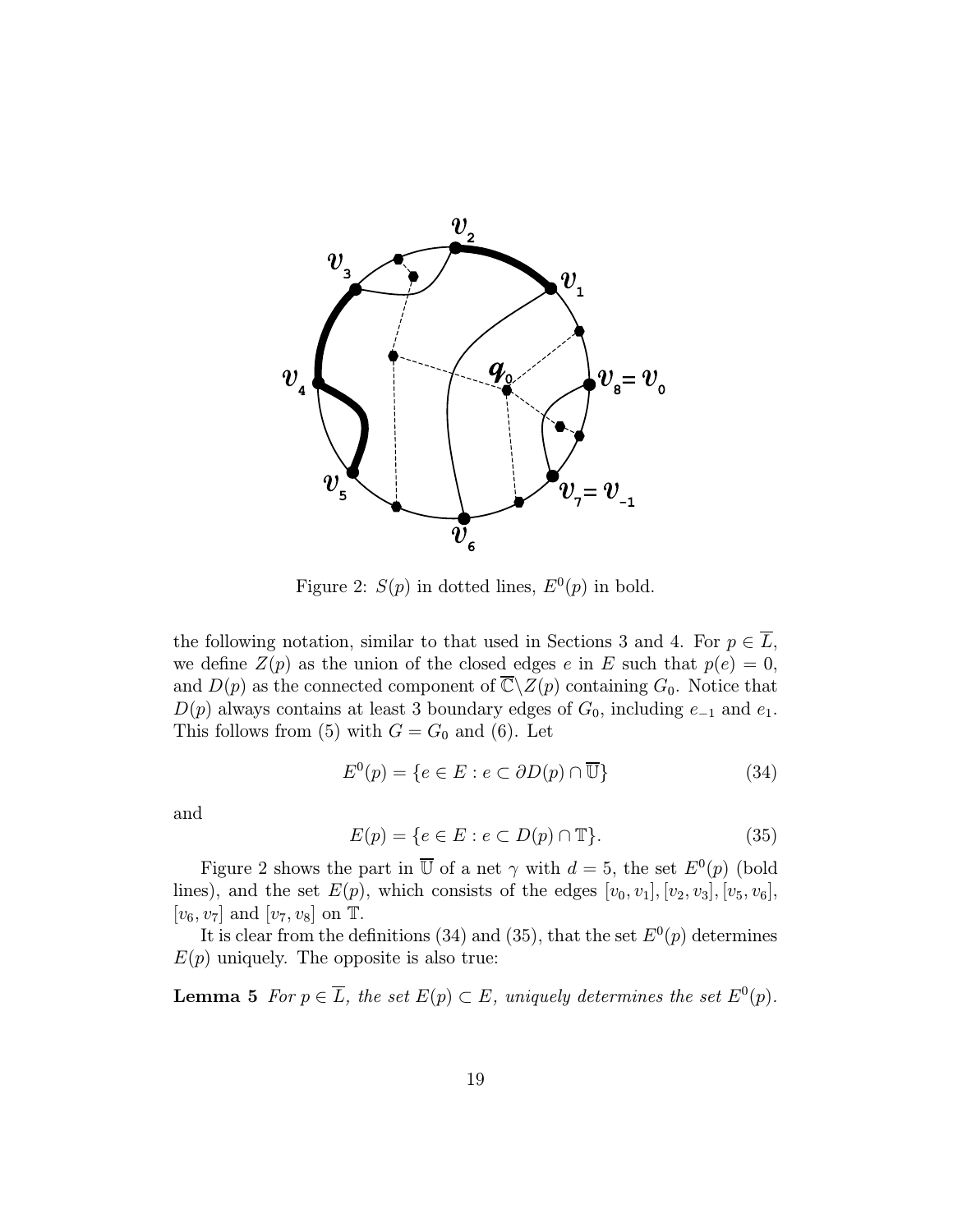Figure 2: $S(p)$ in dotted lines, $E^0(p)$ in bold.

the following notation, similar to that used in Sections 3 and 4. For $p \in \overline{L}$, we define $Z(p)$ as the union of the closed edges $e$ in $E$ such that $p(e) = 0$, and $D(p)$ as the connected component of $\overline{\mathbb{C}} \setminus Z(p)$ containing $G_0$. Notice that $D(p)$ always contains at least 3 boundary edges of $G_0$, including $e_{-1}$ and $e_1$. This follows from (5) with $G = G_0$ and (6). Let

$$E^0(p) = \{e \in E : e \subset \partial D(p) \cap \overline{\mathbb{U}}\} \tag{34}$$

and

$$E(p) = \{e \in E : e \subset D(p) \cap \mathbb{T}\}. \tag{35}$$

Figure 2 shows the part in $\overline{\mathbb{U}}$ of a net $\gamma$ with $d = 5$, the set $E^0(p)$ (bold lines), and the set $E(p)$, which consists of the edges $[v_0, v_1], [v_2, v_3], [v_5, v_6]$, $[v_6, v_7]$ and $[v_7, v_8]$ on $\mathbb{T}$.

It is clear from the definitions (34) and (35), that the set $E^0(p)$ determines $E(p)$ uniquely. The opposite is also true:

**Lemma 5** *For $p \in \overline{L}$, the set $E(p) \subset E$, uniquely determines the set $E^0(p)$.*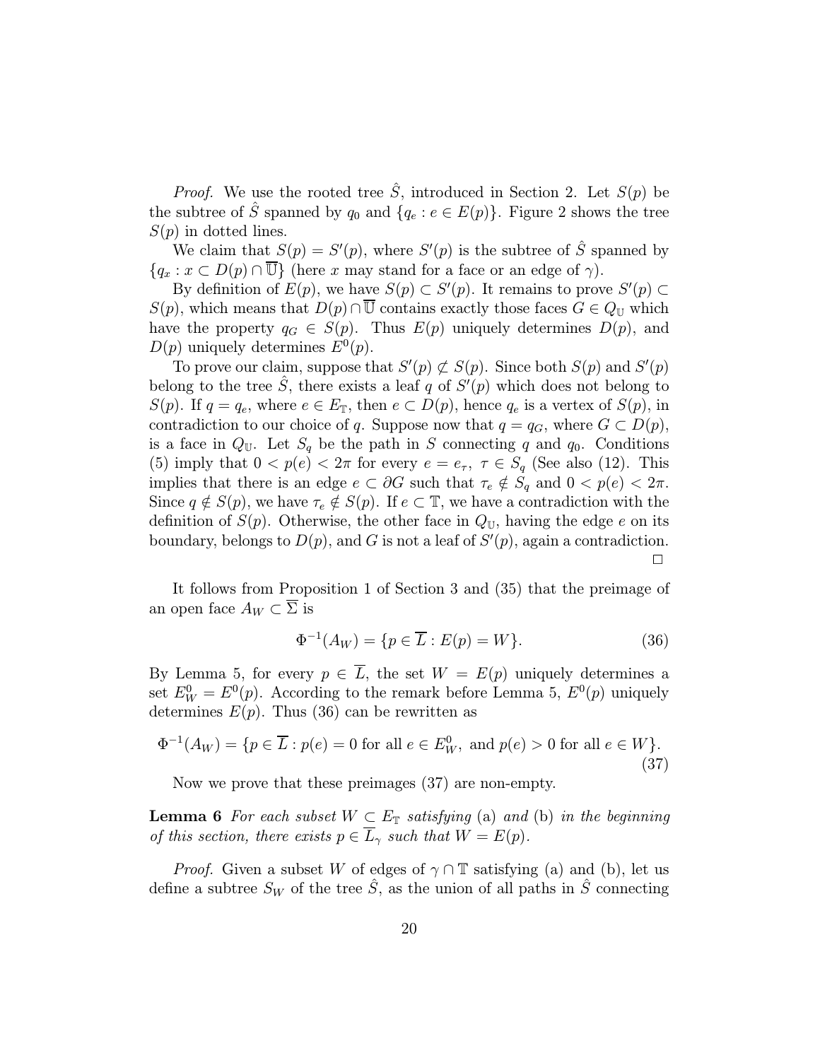*Proof.* We use the rooted tree $\hat{S}$, introduced in Section 2. Let $S(p)$ be the subtree of $\hat{S}$ spanned by $q_0$ and $\{q_e : e \in E(p)\}$. Figure 2 shows the tree $S(p)$ in dotted lines.

We claim that $S(p) = S'(p)$, where $S'(p)$ is the subtree of $\hat{S}$ spanned by $\{q_x : x \subset D(p) \cap \overline{\mathbb{U}}\}$ (here $x$ may stand for a face or an edge of $\gamma$).

By definition of $E(p)$, we have $S(p) \subset S'(p)$. It remains to prove $S'(p) \subset S(p)$, which means that $D(p) \cap \overline{\mathbb{U}}$ contains exactly those faces $G \in Q_{\mathbb{U}}$ which have the property $q_G \in S(p)$. Thus $E(p)$ uniquely determines $D(p)$, and $D(p)$ uniquely determines $E^0(p)$.

To prove our claim, suppose that $S'(p) \not\subset S(p)$. Since both $S(p)$ and $S'(p)$ belong to the tree $\hat{S}$, there exists a leaf $q$ of $S'(p)$ which does not belong to $S(p)$. If $q = q_e$, where $e \in E_{\mathbb{T}}$, then $e \subset D(p)$, hence $q_e$ is a vertex of $S(p)$, in contradiction to our choice of $q$. Suppose now that $q = q_G$, where $G \subset D(p)$, is a face in $Q_{\mathbb{U}}$. Let $S_q$ be the path in $S$ connecting $q$ and $q_0$. Conditions (5) imply that $0 < p(e) < 2\pi$ for every $e = e_\tau,\ \tau \in S_q$ (See also (12). This implies that there is an edge $e \subset \partial G$ such that $\tau_e \notin S_q$ and $0 < p(e) < 2\pi$. Since $q \notin S(p)$, we have $\tau_e \notin S(p)$. If $e \subset \mathbb{T}$, we have a contradiction with the definition of $S(p)$. Otherwise, the other face in $Q_{\mathbb{U}}$, having the edge $e$ on its boundary, belongs to $D(p)$, and $G$ is not a leaf of $S'(p)$, again a contradiction. □

It follows from Proposition 1 of Section 3 and (35) that the preimage of an open face $A_W \subset \overline{\Sigma}$ is

$$\Phi^{-1}(A_W) = \{p \in \overline{L} : E(p) = W\}. \tag{36}$$

By Lemma 5, for every $p \in \overline{L}$, the set $W = E(p)$ uniquely determines a set $E^0_W = E^0(p)$. According to the remark before Lemma 5, $E^0(p)$ uniquely determines $E(p)$. Thus (36) can be rewritten as

$$\Phi^{-1}(A_W) = \{p \in \overline{L} : p(e) = 0 \text{ for all } e \in E^0_W, \text{ and } p(e) > 0 \text{ for all } e \in W\}. \tag{37}$$

Now we prove that these preimages (37) are non-empty.

**Lemma 6** *For each subset $W \subset E_{\mathbb{T}}$ satisfying* (a) *and* (b) *in the beginning of this section, there exists $p \in \overline{L}_\gamma$ such that $W = E(p)$.*

*Proof.* Given a subset $W$ of edges of $\gamma \cap \mathbb{T}$ satisfying (a) and (b), let us define a subtree $S_W$ of the tree $\hat{S}$, as the union of all paths in $\hat{S}$ connecting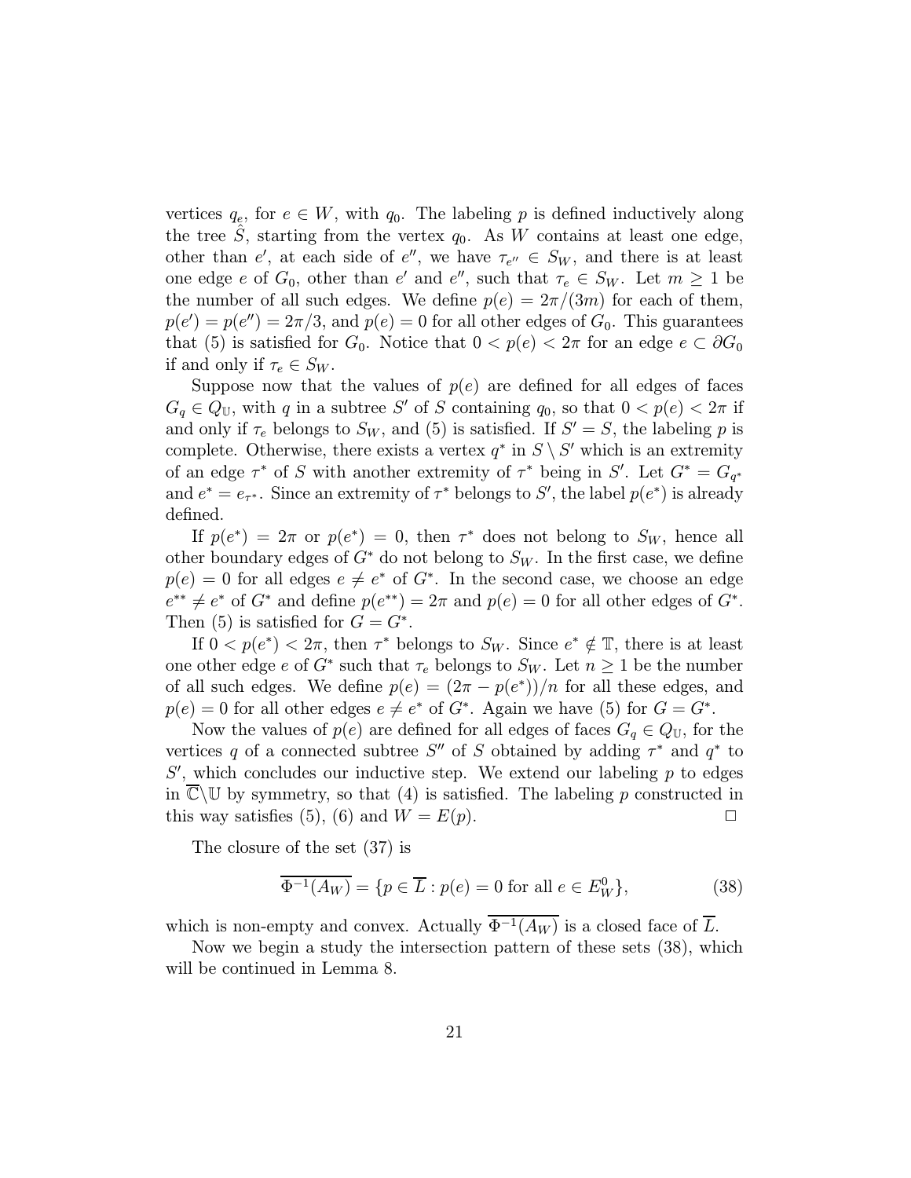vertices $q_e$, for $e \in W$, with $q_0$. The labeling $p$ is defined inductively along the tree $\hat{S}$, starting from the vertex $q_0$. As $W$ contains at least one edge, other than $e'$, at each side of $e''$, we have $\tau_{e''} \in S_W$, and there is at least one edge $e$ of $G_0$, other than $e'$ and $e''$, such that $\tau_e \in S_W$. Let $m \geq 1$ be the number of all such edges. We define $p(e) = 2\pi/(3m)$ for each of them, $p(e') = p(e'') = 2\pi/3$, and $p(e) = 0$ for all other edges of $G_0$. This guarantees that (5) is satisfied for $G_0$. Notice that $0 < p(e) < 2\pi$ for an edge $e \subset \partial G_0$ if and only if $\tau_e \in S_W$.

Suppose now that the values of $p(e)$ are defined for all edges of faces $G_q \in Q_{\mathbb{U}}$, with $q$ in a subtree $S'$ of $S$ containing $q_0$, so that $0 < p(e) < 2\pi$ if and only if $\tau_e$ belongs to $S_W$, and (5) is satisfied. If $S' = S$, the labeling $p$ is complete. Otherwise, there exists a vertex $q^*$ in $S \setminus S'$ which is an extremity of an edge $\tau^*$ of $S$ with another extremity of $\tau^*$ being in $S'$. Let $G^* = G_{q^*}$ and $e^* = e_{\tau^*}$. Since an extremity of $\tau^*$ belongs to $S'$, the label $p(e^*)$ is already defined.

If $p(e^*) = 2\pi$ or $p(e^*) = 0$, then $\tau^*$ does not belong to $S_W$, hence all other boundary edges of $G^*$ do not belong to $S_W$. In the first case, we define $p(e) = 0$ for all edges $e \neq e^*$ of $G^*$. In the second case, we choose an edge $e^{**} \neq e^*$ of $G^*$ and define $p(e^{**}) = 2\pi$ and $p(e) = 0$ for all other edges of $G^*$. Then (5) is satisfied for $G = G^*$.

If $0 < p(e^*) < 2\pi$, then $\tau^*$ belongs to $S_W$. Since $e^* \notin \mathbb{T}$, there is at least one other edge $e$ of $G^*$ such that $\tau_e$ belongs to $S_W$. Let $n \geq 1$ be the number of all such edges. We define $p(e) = (2\pi - p(e^*))/n$ for all these edges, and $p(e) = 0$ for all other edges $e \neq e^*$ of $G^*$. Again we have (5) for $G = G^*$.

Now the values of $p(e)$ are defined for all edges of faces $G_q \in Q_{\mathbb{U}}$, for the vertices $q$ of a connected subtree $S''$ of $S$ obtained by adding $\tau^*$ and $q^*$ to $S'$, which concludes our inductive step. We extend our labeling $p$ to edges in $\overline{\mathbb{C}}\setminus\mathbb{U}$ by symmetry, so that (4) is satisfied. The labeling $p$ constructed in this way satisfies (5), (6) and $W = E(p)$. $\square$

The closure of the set (37) is

$$\overline{\Phi^{-1}(A_W)} = \{p \in \overline{L} : p(e) = 0 \text{ for all } e \in E_W^0\}, \tag{38}$$

which is non-empty and convex. Actually $\overline{\Phi^{-1}(A_W)}$ is a closed face of $\overline{L}$.

Now we begin a study the intersection pattern of these sets (38), which will be continued in Lemma 8.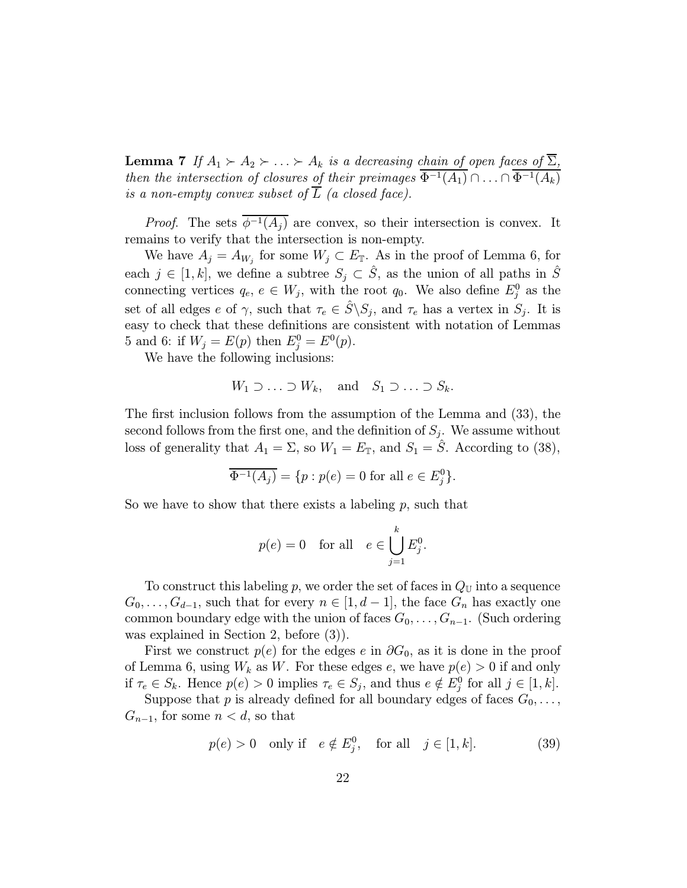**Lemma 7** *If $A_1 \succ A_2 \succ \ldots \succ A_k$ is a decreasing chain of open faces of $\overline{\Sigma}$, then the intersection of closures of their preimages $\overline{\Phi^{-1}(A_1)} \cap \ldots \cap \overline{\Phi^{-1}(A_k)}$ is a non-empty convex subset of $\overline{L}$ (a closed face).*

*Proof.* The sets $\overline{\phi^{-1}(A_j)}$ are convex, so their intersection is convex. It remains to verify that the intersection is non-empty.

We have $A_j = A_{W_j}$ for some $W_j \subset E_{\mathbb{T}}$. As in the proof of Lemma 6, for each $j \in [1, k]$, we define a subtree $S_j \subset \hat{S}$, as the union of all paths in $\hat{S}$ connecting vertices $q_e$, $e \in W_j$, with the root $q_0$. We also define $E_j^0$ as the set of all edges $e$ of $\gamma$, such that $\tau_e \in \hat{S} \backslash S_j$, and $\tau_e$ has a vertex in $S_j$. It is easy to check that these definitions are consistent with notation of Lemmas 5 and 6: if $W_j = E(p)$ then $E_j^0 = E^0(p)$.

We have the following inclusions:

$$W_1 \supset \ldots \supset W_k, \quad \text{and} \quad S_1 \supset \ldots \supset S_k.$$

The first inclusion follows from the assumption of the Lemma and (33), the second follows from the first one, and the definition of $S_j$. We assume without loss of generality that $A_1 = \Sigma$, so $W_1 = E_{\mathbb{T}}$, and $S_1 = \hat{S}$. According to (38),

$$\overline{\Phi^{-1}(A_j)} = \{p : p(e) = 0 \text{ for all } e \in E_j^0\}.$$

So we have to show that there exists a labeling $p$, such that

$$p(e) = 0 \quad \text{for all} \quad e \in \bigcup_{j=1}^{k} E_j^0.$$

To construct this labeling $p$, we order the set of faces in $Q_{\mathbb{U}}$ into a sequence $G_0, \ldots, G_{d-1}$, such that for every $n \in [1, d-1]$, the face $G_n$ has exactly one common boundary edge with the union of faces $G_0, \ldots, G_{n-1}$. (Such ordering was explained in Section 2, before (3)).

First we construct $p(e)$ for the edges $e$ in $\partial G_0$, as it is done in the proof of Lemma 6, using $W_k$ as $W$. For these edges $e$, we have $p(e) > 0$ if and only if $\tau_e \in S_k$. Hence $p(e) > 0$ implies $\tau_e \in S_j$, and thus $e \notin E_j^0$ for all $j \in [1, k]$.

Suppose that $p$ is already defined for all boundary edges of faces $G_0, \ldots, G_{n-1}$, for some $n < d$, so that

$$p(e) > 0 \quad \text{only if} \quad e \notin E_j^0, \quad \text{for all} \quad j \in [1, k]. \tag{39}$$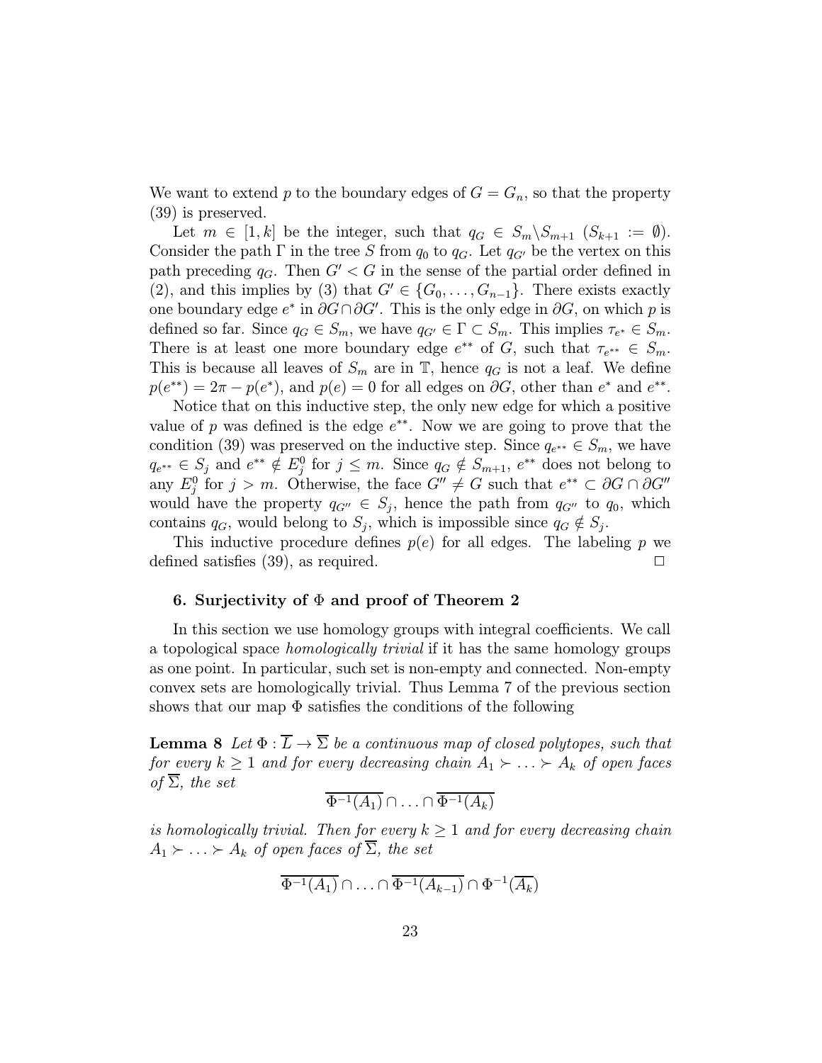We want to extend $p$ to the boundary edges of $G = G_n$, so that the property (39) is preserved.

Let $m \in [1, k]$ be the integer, such that $q_G \in S_m \backslash S_{m+1}$ ($S_{k+1} := \emptyset$). Consider the path $\Gamma$ in the tree $S$ from $q_0$ to $q_G$. Let $q_{G'}$ be the vertex on this path preceding $q_G$. Then $G' < G$ in the sense of the partial order defined in (2), and this implies by (3) that $G' \in \{G_0, \ldots, G_{n-1}\}$. There exists exactly one boundary edge $e^*$ in $\partial G \cap \partial G'$. This is the only edge in $\partial G$, on which $p$ is defined so far. Since $q_G \in S_m$, we have $q_{G'} \in \Gamma \subset S_m$. This implies $\tau_{e^*} \in S_m$. There is at least one more boundary edge $e^{**}$ of $G$, such that $\tau_{e^{**}} \in S_m$. This is because all leaves of $S_m$ are in $\mathbb{T}$, hence $q_G$ is not a leaf. We define $p(e^{**}) = 2\pi - p(e^*)$, and $p(e) = 0$ for all edges on $\partial G$, other than $e^*$ and $e^{**}$.

Notice that on this inductive step, the only new edge for which a positive value of $p$ was defined is the edge $e^{**}$. Now we are going to prove that the condition (39) was preserved on the inductive step. Since $q_{e^{**}} \in S_m$, we have $q_{e^{**}} \in S_j$ and $e^{**} \notin E_j^0$ for $j \leq m$. Since $q_G \notin S_{m+1}$, $e^{**}$ does not belong to any $E_j^0$ for $j > m$. Otherwise, the face $G'' \neq G$ such that $e^{**} \subset \partial G \cap \partial G''$ would have the property $q_{G''} \in S_j$, hence the path from $q_{G''}$ to $q_0$, which contains $q_G$, would belong to $S_j$, which is impossible since $q_G \notin S_j$.

This inductive procedure defines $p(e)$ for all edges. The labeling $p$ we defined satisfies (39), as required. □

## 6. Surjectivity of $\Phi$ and proof of Theorem 2

In this section we use homology groups with integral coefficients. We call a topological space *homologically trivial* if it has the same homology groups as one point. In particular, such set is non-empty and connected. Non-empty convex sets are homologically trivial. Thus Lemma 7 of the previous section shows that our map $\Phi$ satisfies the conditions of the following

**Lemma 8** *Let $\Phi : \overline{L} \to \overline{\Sigma}$ be a continuous map of closed polytopes, such that for every $k \geq 1$ and for every decreasing chain $A_1 \succ \ldots \succ A_k$ of open faces of $\overline{\Sigma}$, the set*

$$\overline{\Phi^{-1}(A_1)} \cap \ldots \cap \overline{\Phi^{-1}(A_k)}$$

*is homologically trivial. Then for every $k \geq 1$ and for every decreasing chain $A_1 \succ \ldots \succ A_k$ of open faces of $\overline{\Sigma}$, the set*

$$\overline{\Phi^{-1}(A_1)} \cap \ldots \cap \overline{\Phi^{-1}(A_{k-1})} \cap \Phi^{-1}(\overline{A_k})$$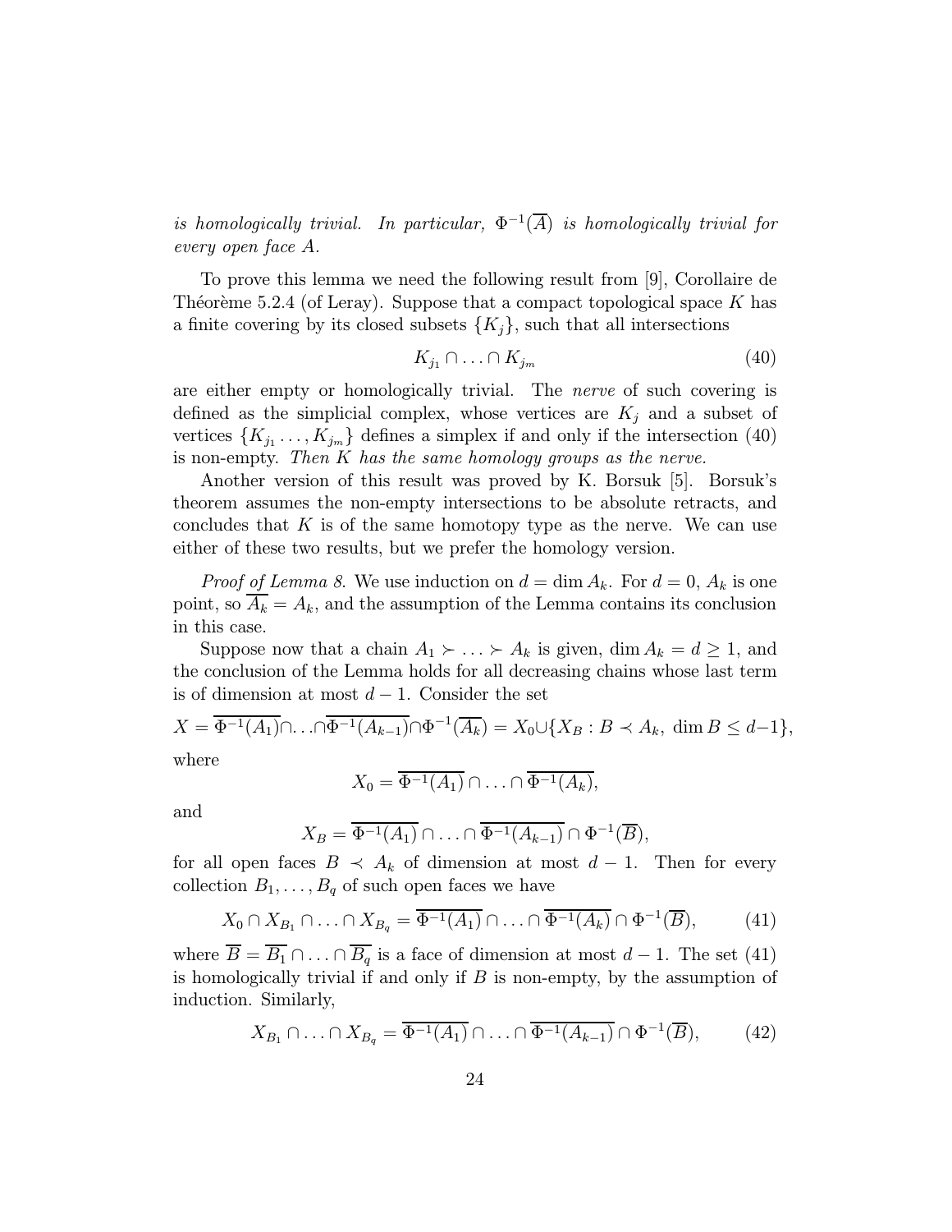*is homologically trivial. In particular, $\Phi^{-1}(\overline{A})$ is homologically trivial for every open face $A$.*

To prove this lemma we need the following result from [9], Corollaire de Théorème 5.2.4 (of Leray). Suppose that a compact topological space $K$ has a finite covering by its closed subsets $\{K_j\}$, such that all intersections

$$K_{j_1} \cap \ldots \cap K_{j_m} \tag{40}$$

are either empty or homologically trivial. The *nerve* of such covering is defined as the simplicial complex, whose vertices are $K_j$ and a subset of vertices $\{K_{j_1} \ldots, K_{j_m}\}$ defines a simplex if and only if the intersection (40) is non-empty. *Then $K$ has the same homology groups as the nerve.*

Another version of this result was proved by K. Borsuk [5]. Borsuk's theorem assumes the non-empty intersections to be absolute retracts, and concludes that $K$ is of the same homotopy type as the nerve. We can use either of these two results, but we prefer the homology version.

*Proof of Lemma 8.* We use induction on $d = \dim A_k$. For $d = 0$, $A_k$ is one point, so $\overline{A_k} = A_k$, and the assumption of the Lemma contains its conclusion in this case.

Suppose now that a chain $A_1 \succ \ldots \succ A_k$ is given, $\dim A_k = d \geq 1$, and the conclusion of the Lemma holds for all decreasing chains whose last term is of dimension at most $d-1$. Consider the set

$$X = \overline{\Phi^{-1}(A_1)} \cap \ldots \cap \overline{\Phi^{-1}(A_{k-1})} \cap \Phi^{-1}(\overline{A_k}) = X_0 \cup \{X_B : B \prec A_k,\ \dim B \leq d-1\},$$

where

$$X_0 = \overline{\Phi^{-1}(A_1)} \cap \ldots \cap \overline{\Phi^{-1}(A_k)},$$

and

$$X_B = \overline{\Phi^{-1}(A_1)} \cap \ldots \cap \overline{\Phi^{-1}(A_{k-1})} \cap \Phi^{-1}(\overline{B}),$$

for all open faces $B \prec A_k$ of dimension at most $d-1$. Then for every collection $B_1, \ldots, B_q$ of such open faces we have

$$X_0 \cap X_{B_1} \cap \ldots \cap X_{B_q} = \overline{\Phi^{-1}(A_1)} \cap \ldots \cap \overline{\Phi^{-1}(A_k)} \cap \Phi^{-1}(\overline{B}), \tag{41}$$

where $\overline{B} = \overline{B_1} \cap \ldots \cap \overline{B_q}$ is a face of dimension at most $d-1$. The set (41) is homologically trivial if and only if $B$ is non-empty, by the assumption of induction. Similarly,

$$X_{B_1} \cap \ldots \cap X_{B_q} = \overline{\Phi^{-1}(A_1)} \cap \ldots \cap \overline{\Phi^{-1}(A_{k-1})} \cap \Phi^{-1}(\overline{B}), \tag{42}$$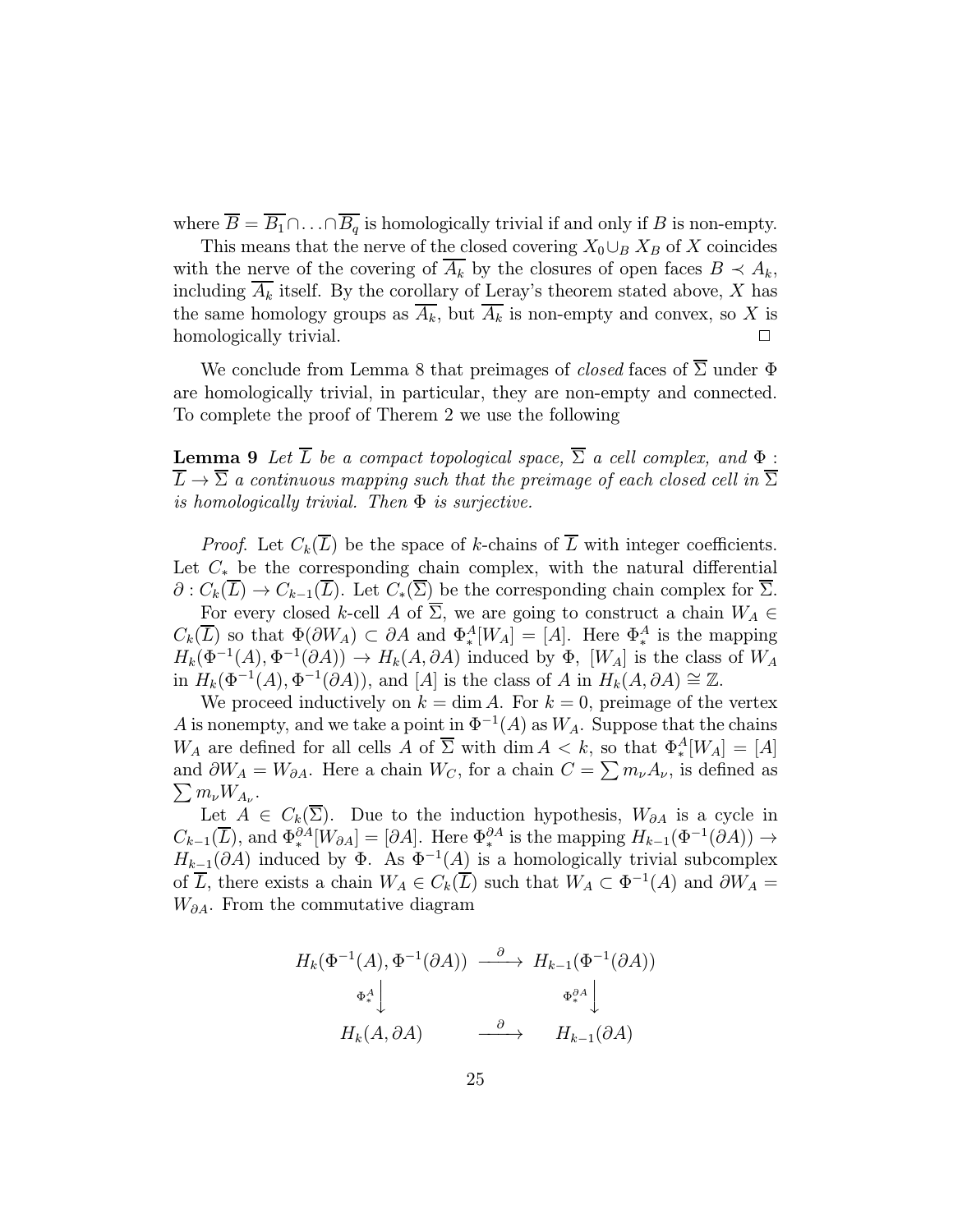where $\overline{B} = \overline{B_1} \cap \ldots \cap \overline{B_q}$ is homologically trivial if and only if $B$ is non-empty.

This means that the nerve of the closed covering $X_0 \cup_B X_B$ of $X$ coincides with the nerve of the covering of $\overline{A_k}$ by the closures of open faces $B \prec A_k$, including $\overline{A_k}$ itself. By the corollary of Leray's theorem stated above, $X$ has the same homology groups as $\overline{A_k}$, but $\overline{A_k}$ is non-empty and convex, so $X$ is homologically trivial. $\square$

We conclude from Lemma 8 that preimages of *closed* faces of $\overline{\Sigma}$ under $\Phi$ are homologically trivial, in particular, they are non-empty and connected. To complete the proof of Therem 2 we use the following

**Lemma 9** *Let $\overline{L}$ be a compact topological space, $\overline{\Sigma}$ a cell complex, and $\Phi : \overline{L} \to \overline{\Sigma}$ a continuous mapping such that the preimage of each closed cell in $\overline{\Sigma}$ is homologically trivial. Then $\Phi$ is surjective.*

*Proof.* Let $C_k(\overline{L})$ be the space of $k$-chains of $\overline{L}$ with integer coefficients. Let $C_*$ be the corresponding chain complex, with the natural differential $\partial : C_k(\overline{L}) \to C_{k-1}(\overline{L})$. Let $C_*(\overline{\Sigma})$ be the corresponding chain complex for $\overline{\Sigma}$.

For every closed $k$-cell $A$ of $\overline{\Sigma}$, we are going to construct a chain $W_A \in C_k(\overline{L})$ so that $\Phi(\partial W_A) \subset \partial A$ and $\Phi^A_*[W_A] = [A]$. Here $\Phi^A_*$ is the mapping $H_k(\Phi^{-1}(A), \Phi^{-1}(\partial A)) \to H_k(A, \partial A)$ induced by $\Phi$, $[W_A]$ is the class of $W_A$ in $H_k(\Phi^{-1}(A), \Phi^{-1}(\partial A))$, and $[A]$ is the class of $A$ in $H_k(A, \partial A) \cong \mathbb{Z}$.

We proceed inductively on $k = \dim A$. For $k = 0$, preimage of the vertex $A$ is nonempty, and we take a point in $\Phi^{-1}(A)$ as $W_A$. Suppose that the chains $W_A$ are defined for all cells $A$ of $\overline{\Sigma}$ with $\dim A < k$, so that $\Phi^A_*[W_A] = [A]$ and $\partial W_A = W_{\partial A}$. Here a chain $W_C$, for a chain $C = \sum m_\nu A_\nu$, is defined as $\sum m_\nu W_{A_\nu}$.

Let $A \in C_k(\overline{\Sigma})$. Due to the induction hypothesis, $W_{\partial A}$ is a cycle in $C_{k-1}(\overline{L})$, and $\Phi^{\partial A}_*[W_{\partial A}] = [\partial A]$. Here $\Phi^{\partial A}_*$ is the mapping $H_{k-1}(\Phi^{-1}(\partial A)) \to H_{k-1}(\partial A)$ induced by $\Phi$. As $\Phi^{-1}(A)$ is a homologically trivial subcomplex of $\overline{L}$, there exists a chain $W_A \in C_k(\overline{L})$ such that $W_A \subset \Phi^{-1}(A)$ and $\partial W_A = W_{\partial A}$. From the commutative diagram

$$\begin{array}{ccc}
H_k(\Phi^{-1}(A), \Phi^{-1}(\partial A)) & \xrightarrow{\partial} & H_{k-1}(\Phi^{-1}(\partial A)) \\
\Phi^A_* \downarrow & & \Phi^{\partial A}_* \downarrow \\
H_k(A, \partial A) & \xrightarrow{\partial} & H_{k-1}(\partial A)
\end{array}$$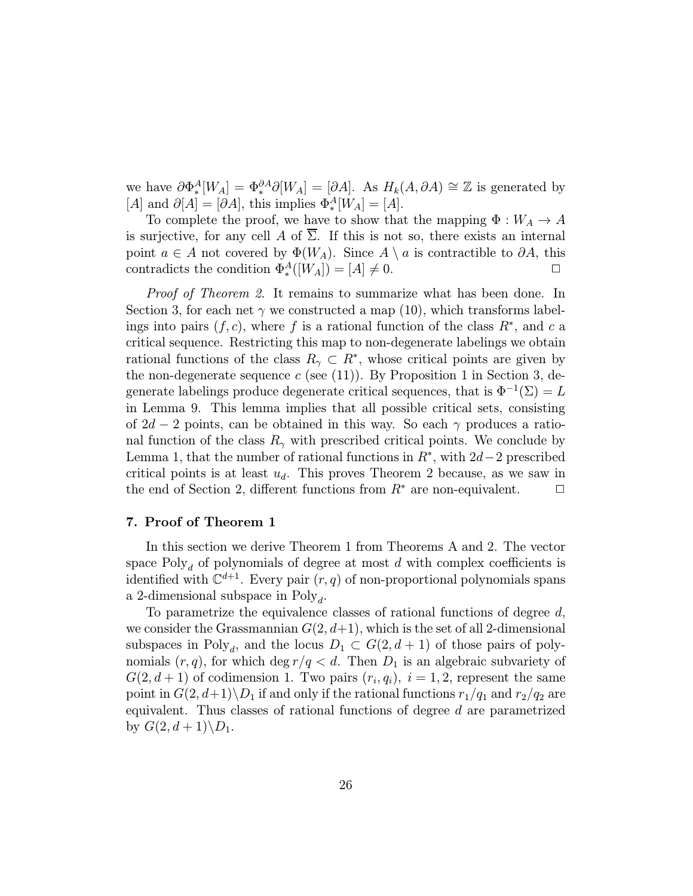we have $\partial\Phi_*^A[W_A] = \Phi_*^{\partial A}\partial[W_A] = [\partial A]$. As $H_k(A, \partial A) \cong \mathbb{Z}$ is generated by $[A]$ and $\partial[A] = [\partial A]$, this implies $\Phi_*^A[W_A] = [A]$.

To complete the proof, we have to show that the mapping $\Phi : W_A \to A$ is surjective, for any cell $A$ of $\overline{\Sigma}$. If this is not so, there exists an internal point $a \in A$ not covered by $\Phi(W_A)$. Since $A \setminus a$ is contractible to $\partial A$, this contradicts the condition $\Phi_*^A([W_A]) = [A] \neq 0$. $\square$

*Proof of Theorem 2*. It remains to summarize what has been done. In Section 3, for each net $\gamma$ we constructed a map (10), which transforms labelings into pairs $(f, c)$, where $f$ is a rational function of the class $R^*$, and $c$ a critical sequence. Restricting this map to non-degenerate labelings we obtain rational functions of the class $R_\gamma \subset R^*$, whose critical points are given by the non-degenerate sequence $c$ (see (11)). By Proposition 1 in Section 3, degenerate labelings produce degenerate critical sequences, that is $\Phi^{-1}(\Sigma) = L$ in Lemma 9. This lemma implies that all possible critical sets, consisting of $2d-2$ points, can be obtained in this way. So each $\gamma$ produces a rational function of the class $R_\gamma$ with prescribed critical points. We conclude by Lemma 1, that the number of rational functions in $R^*$, with $2d-2$ prescribed critical points is at least $u_d$. This proves Theorem 2 because, as we saw in the end of Section 2, different functions from $R^*$ are non-equivalent. $\square$

## 7. Proof of Theorem 1

In this section we derive Theorem 1 from Theorems A and 2. The vector space $\mathrm{Poly}_d$ of polynomials of degree at most $d$ with complex coefficients is identified with $\mathbb{C}^{d+1}$. Every pair $(r, q)$ of non-proportional polynomials spans a 2-dimensional subspace in $\mathrm{Poly}_d$.

To parametrize the equivalence classes of rational functions of degree $d$, we consider the Grassmannian $G(2, d+1)$, which is the set of all 2-dimensional subspaces in $\mathrm{Poly}_d$, and the locus $D_1 \subset G(2, d+1)$ of those pairs of polynomials $(r, q)$, for which $\deg r/q < d$. Then $D_1$ is an algebraic subvariety of $G(2, d+1)$ of codimension 1. Two pairs $(r_i, q_i),\ i = 1, 2$, represent the same point in $G(2, d+1)\backslash D_1$ if and only if the rational functions $r_1/q_1$ and $r_2/q_2$ are equivalent. Thus classes of rational functions of degree $d$ are parametrized by $G(2, d+1)\backslash D_1$.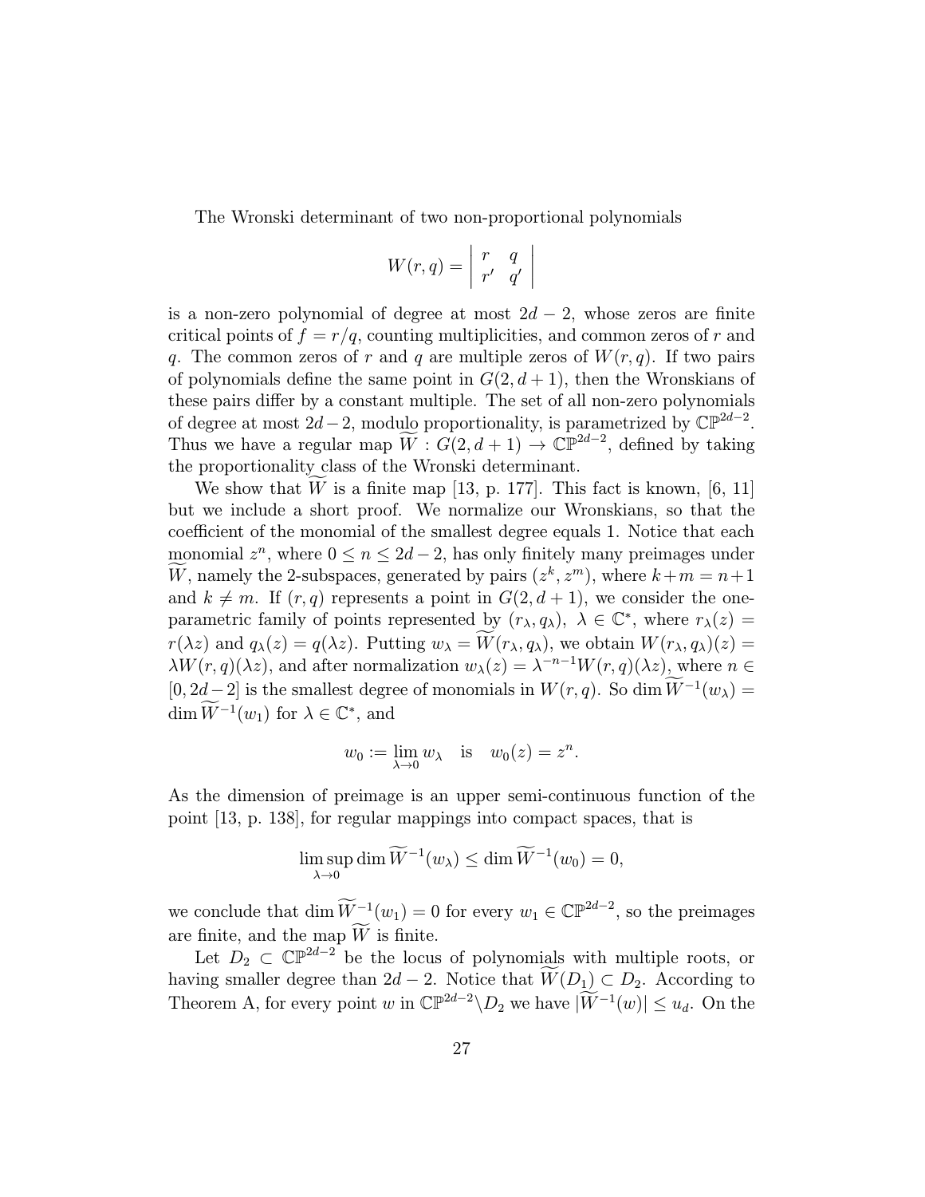The Wronski determinant of two non-proportional polynomials

$$W(r,q) = \begin{vmatrix} r & q \\ r' & q' \end{vmatrix}$$

is a non-zero polynomial of degree at most $2d-2$, whose zeros are finite critical points of $f = r/q$, counting multiplicities, and common zeros of $r$ and $q$. The common zeros of $r$ and $q$ are multiple zeros of $W(r,q)$. If two pairs of polynomials define the same point in $G(2, d+1)$, then the Wronskians of these pairs differ by a constant multiple. The set of all non-zero polynomials of degree at most $2d-2$, modulo proportionality, is parametrized by $\mathbb{CP}^{2d-2}$. Thus we have a regular map $\widetilde{W} : G(2, d+1) \to \mathbb{CP}^{2d-2}$, defined by taking the proportionality class of the Wronski determinant.

We show that $\widetilde{W}$ is a finite map [13, p. 177]. This fact is known, [6, 11] but we include a short proof. We normalize our Wronskians, so that the coefficient of the monomial of the smallest degree equals 1. Notice that each monomial $z^n$, where $0 \leq n \leq 2d-2$, has only finitely many preimages under $\widetilde{W}$, namely the 2-subspaces, generated by pairs $(z^k, z^m)$, where $k+m = n+1$ and $k \neq m$. If $(r,q)$ represents a point in $G(2, d+1)$, we consider the one-parametric family of points represented by $(r_\lambda, q_\lambda)$, $\lambda \in \mathbb{C}^*$, where $r_\lambda(z) = r(\lambda z)$ and $q_\lambda(z) = q(\lambda z)$. Putting $w_\lambda = \widetilde{W}(r_\lambda, q_\lambda)$, we obtain $W(r_\lambda, q_\lambda)(z) = \lambda W(r,q)(\lambda z)$, and after normalization $w_\lambda(z) = \lambda^{-n-1} W(r,q)(\lambda z)$, where $n \in [0, 2d-2]$ is the smallest degree of monomials in $W(r,q)$. So $\dim \widetilde{W}^{-1}(w_\lambda) = \dim \widetilde{W}^{-1}(w_1)$ for $\lambda \in \mathbb{C}^*$, and

$$w_0 := \lim_{\lambda \to 0} w_\lambda \quad \text{is} \quad w_0(z) = z^n.$$

As the dimension of preimage is an upper semi-continuous function of the point [13, p. 138], for regular mappings into compact spaces, that is

$$\limsup_{\lambda \to 0} \dim \widetilde{W}^{-1}(w_\lambda) \leq \dim \widetilde{W}^{-1}(w_0) = 0,$$

we conclude that $\dim \widetilde{W}^{-1}(w_1) = 0$ for every $w_1 \in \mathbb{CP}^{2d-2}$, so the preimages are finite, and the map $\widetilde{W}$ is finite.

Let $D_2 \subset \mathbb{CP}^{2d-2}$ be the locus of polynomials with multiple roots, or having smaller degree than $2d-2$. Notice that $\widetilde{W}(D_1) \subset D_2$. According to Theorem A, for every point $w$ in $\mathbb{CP}^{2d-2} \backslash D_2$ we have $|\widetilde{W}^{-1}(w)| \leq u_d$. On the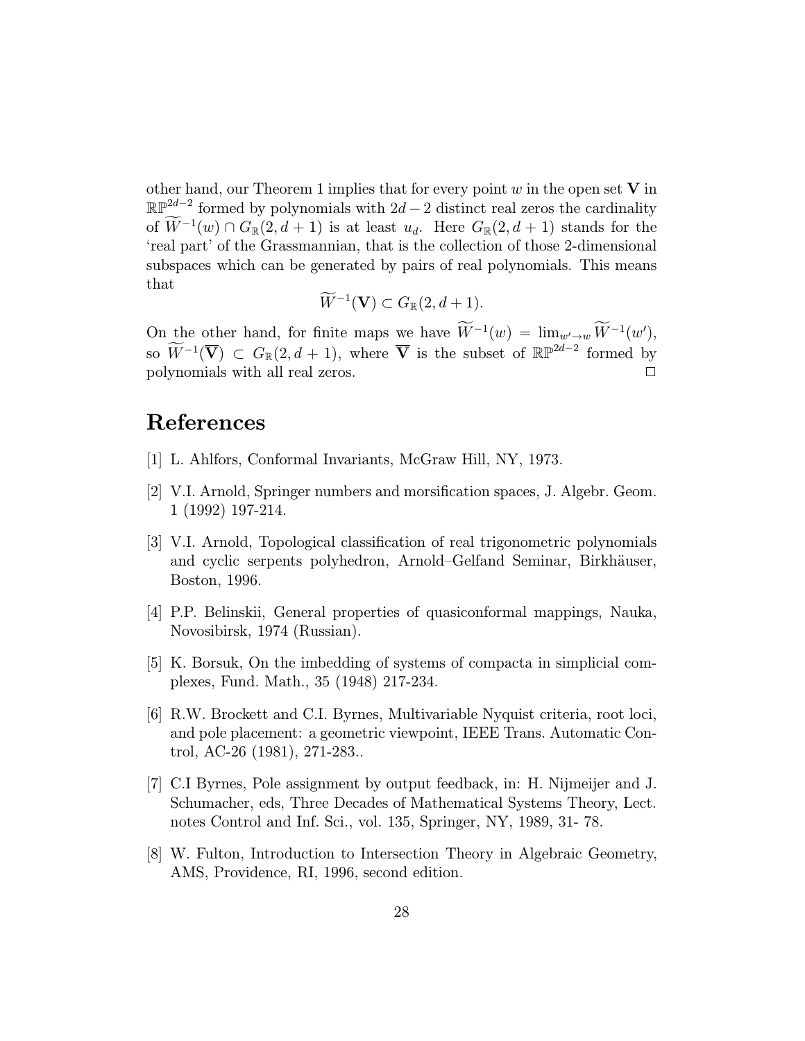other hand, our Theorem 1 implies that for every point $w$ in the open set $\mathbf{V}$ in $\mathbb{RP}^{2d-2}$ formed by polynomials with $2d-2$ distinct real zeros the cardinality of $\widetilde{W}^{-1}(w) \cap G_{\mathbb{R}}(2, d+1)$ is at least $u_d$. Here $G_{\mathbb{R}}(2, d+1)$ stands for the 'real part' of the Grassmannian, that is the collection of those 2-dimensional subspaces which can be generated by pairs of real polynomials. This means that

$$\widetilde{W}^{-1}(\mathbf{V}) \subset G_{\mathbb{R}}(2, d+1).$$

On the other hand, for finite maps we have $\widetilde{W}^{-1}(w) = \lim_{w' \to w} \widetilde{W}^{-1}(w')$, so $\widetilde{W}^{-1}(\overline{\mathbf{V}}) \subset G_{\mathbb{R}}(2, d+1)$, where $\overline{\mathbf{V}}$ is the subset of $\mathbb{RP}^{2d-2}$ formed by polynomials with all real zeros. □

# References

[1] L. Ahlfors, Conformal Invariants, McGraw Hill, NY, 1973.

[2] V.I. Arnold, Springer numbers and morsification spaces, J. Algebr. Geom. 1 (1992) 197-214.

[3] V.I. Arnold, Topological classification of real trigonometric polynomials and cyclic serpents polyhedron, Arnold–Gelfand Seminar, Birkhäuser, Boston, 1996.

[4] P.P. Belinskii, General properties of quasiconformal mappings, Nauka, Novosibirsk, 1974 (Russian).

[5] K. Borsuk, On the imbedding of systems of compacta in simplicial complexes, Fund. Math., 35 (1948) 217-234.

[6] R.W. Brockett and C.I. Byrnes, Multivariable Nyquist criteria, root loci, and pole placement: a geometric viewpoint, IEEE Trans. Automatic Control, AC-26 (1981), 271-283..

[7] C.I Byrnes, Pole assignment by output feedback, in: H. Nijmeijer and J. Schumacher, eds, Three Decades of Mathematical Systems Theory, Lect. notes Control and Inf. Sci., vol. 135, Springer, NY, 1989, 31- 78.

[8] W. Fulton, Introduction to Intersection Theory in Algebraic Geometry, AMS, Providence, RI, 1996, second edition.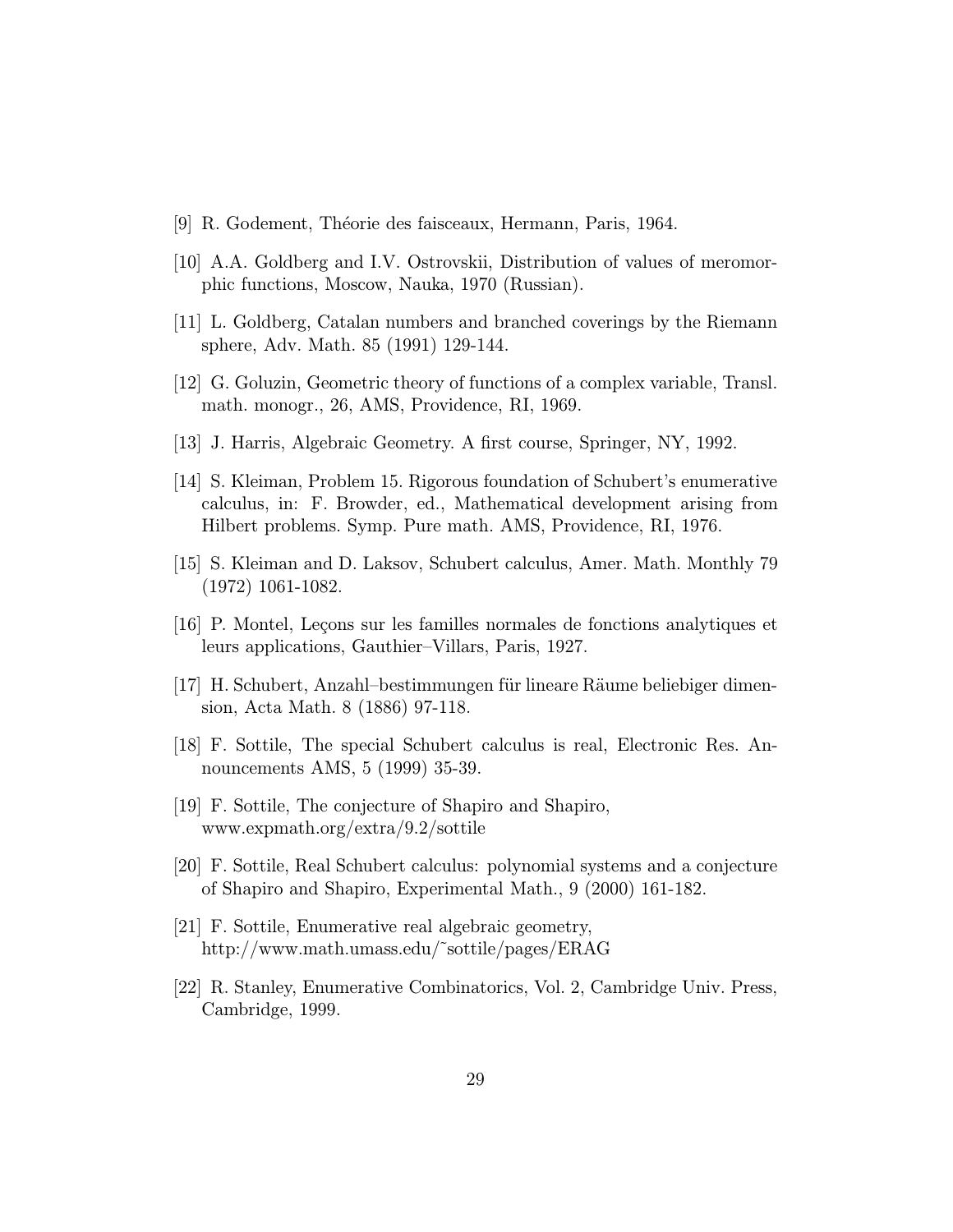[9] R. Godement, Théorie des faisceaux, Hermann, Paris, 1964.

[10] A.A. Goldberg and I.V. Ostrovskii, Distribution of values of meromorphic functions, Moscow, Nauka, 1970 (Russian).

[11] L. Goldberg, Catalan numbers and branched coverings by the Riemann sphere, Adv. Math. 85 (1991) 129-144.

[12] G. Goluzin, Geometric theory of functions of a complex variable, Transl. math. monogr., 26, AMS, Providence, RI, 1969.

[13] J. Harris, Algebraic Geometry. A first course, Springer, NY, 1992.

[14] S. Kleiman, Problem 15. Rigorous foundation of Schubert's enumerative calculus, in: F. Browder, ed., Mathematical development arising from Hilbert problems. Symp. Pure math. AMS, Providence, RI, 1976.

[15] S. Kleiman and D. Laksov, Schubert calculus, Amer. Math. Monthly 79 (1972) 1061-1082.

[16] P. Montel, Leçons sur les familles normales de fonctions analytiques et leurs applications, Gauthier–Villars, Paris, 1927.

[17] H. Schubert, Anzahl–bestimmungen für lineare Räume beliebiger dimension, Acta Math. 8 (1886) 97-118.

[18] F. Sottile, The special Schubert calculus is real, Electronic Res. Announcements AMS, 5 (1999) 35-39.

[19] F. Sottile, The conjecture of Shapiro and Shapiro, www.expmath.org/extra/9.2/sottile

[20] F. Sottile, Real Schubert calculus: polynomial systems and a conjecture of Shapiro and Shapiro, Experimental Math., 9 (2000) 161-182.

[21] F. Sottile, Enumerative real algebraic geometry, http://www.math.umass.edu/~sottile/pages/ERAG

[22] R. Stanley, Enumerative Combinatorics, Vol. 2, Cambridge Univ. Press, Cambridge, 1999.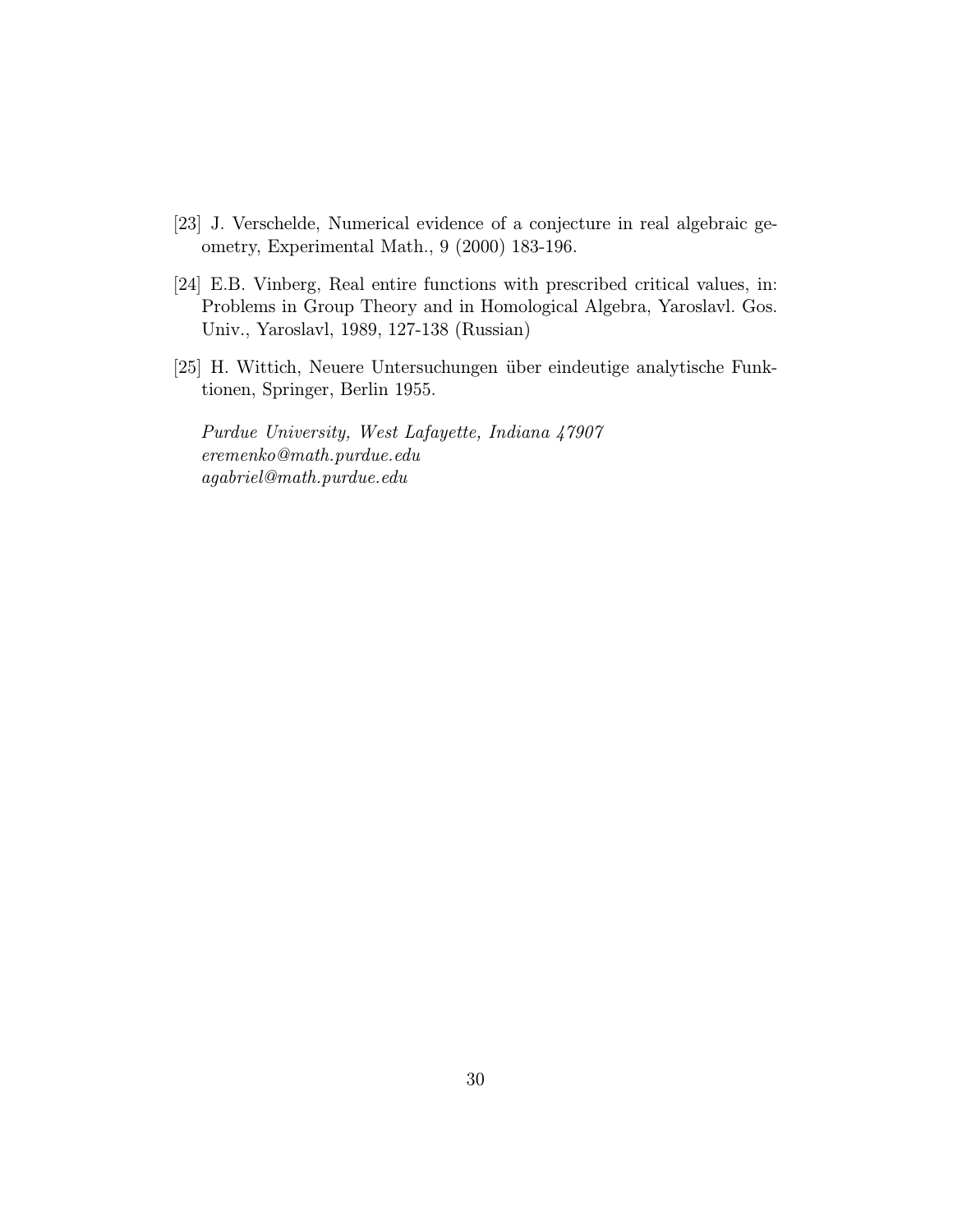[23] J. Verschelde, Numerical evidence of a conjecture in real algebraic geometry, Experimental Math., 9 (2000) 183-196.

[24] E.B. Vinberg, Real entire functions with prescribed critical values, in: Problems in Group Theory and in Homological Algebra, Yaroslavl. Gos. Univ., Yaroslavl, 1989, 127-138 (Russian)

[25] H. Wittich, Neuere Untersuchungen über eindeutige analytische Funktionen, Springer, Berlin 1955.

*Purdue University, West Lafayette, Indiana 47907*
*eremenko@math.purdue.edu*
*agabriel@math.purdue.edu*